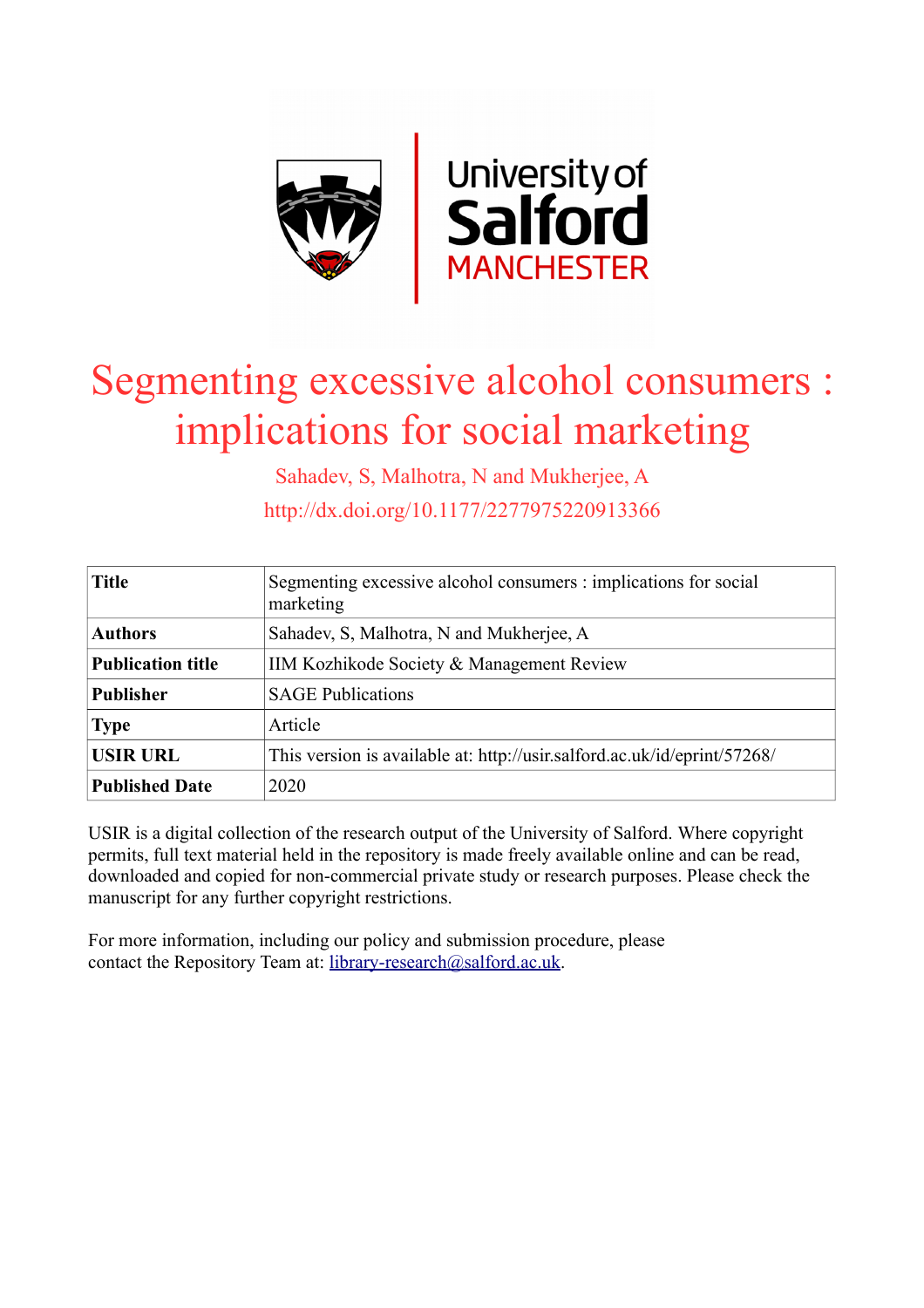# Segmenting excessive alcohol consumers : implications for social marketing

Sahadev, S, Malhotra, N and Mukherjee, A

http://dx.doi.org/10.1177/2277975220913366

| **Title** | Segmenting excessive alcohol consumers : implications for social marketing |
|---|---|
| **Authors** | Sahadev, S, Malhotra, N and Mukherjee, A |
| **Publication title** | IIM Kozhikode Society & Management Review |
| **Publisher** | SAGE Publications |
| **Type** | Article |
| **USIR URL** | This version is available at: http://usir.salford.ac.uk/id/eprint/57268/ |
| **Published Date** | 2020 |

USIR is a digital collection of the research output of the University of Salford. Where copyright permits, full text material held in the repository is made freely available online and can be read, downloaded and copied for non-commercial private study or research purposes. Please check the manuscript for any further copyright restrictions.

For more information, including our policy and submission procedure, please contact the Repository Team at: library-research@salford.ac.uk.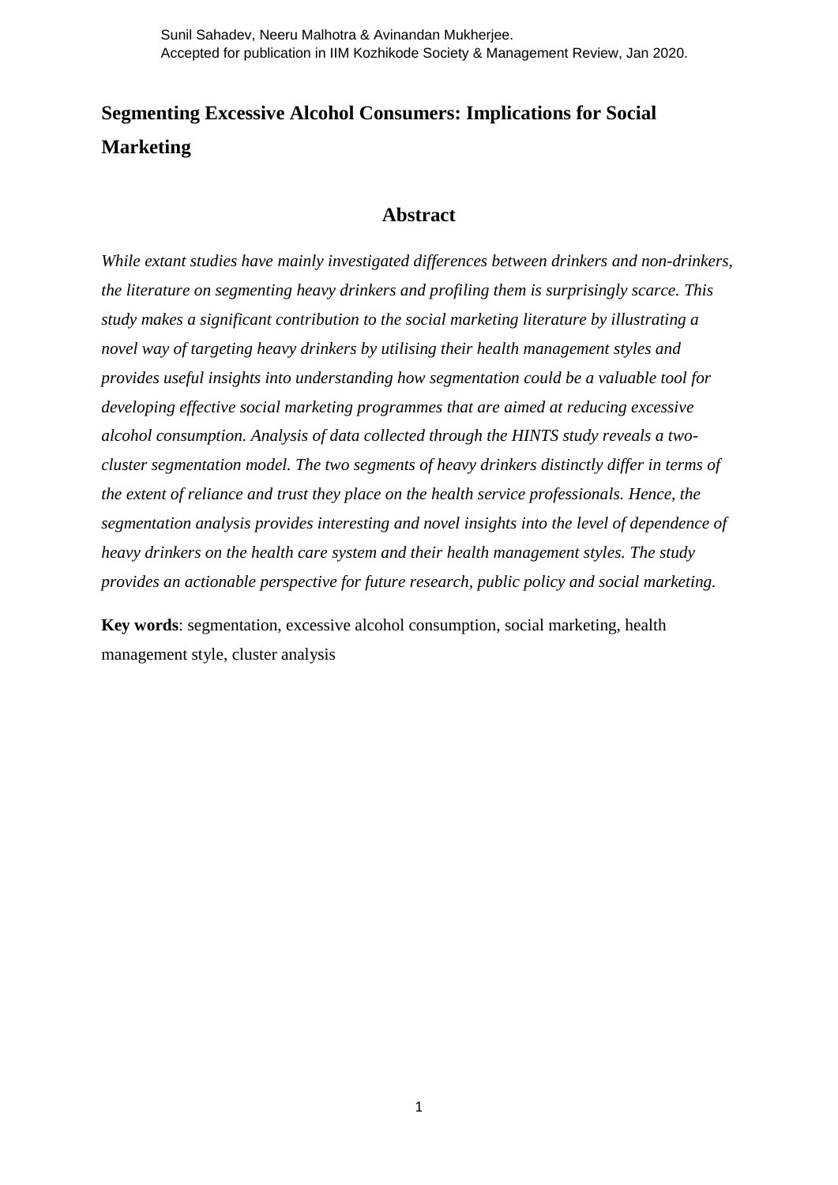Sunil Sahadev, Neeru Malhotra & Avinandan Mukherjee.
Accepted for publication in IIM Kozhikode Society & Management Review, Jan 2020.

# Segmenting Excessive Alcohol Consumers: Implications for Social Marketing

## Abstract

*While extant studies have mainly investigated differences between drinkers and non-drinkers, the literature on segmenting heavy drinkers and profiling them is surprisingly scarce. This study makes a significant contribution to the social marketing literature by illustrating a novel way of targeting heavy drinkers by utilising their health management styles and provides useful insights into understanding how segmentation could be a valuable tool for developing effective social marketing programmes that are aimed at reducing excessive alcohol consumption. Analysis of data collected through the HINTS study reveals a two-cluster segmentation model. The two segments of heavy drinkers distinctly differ in terms of the extent of reliance and trust they place on the health service professionals. Hence, the segmentation analysis provides interesting and novel insights into the level of dependence of heavy drinkers on the health care system and their health management styles. The study provides an actionable perspective for future research, public policy and social marketing.*

**Key words**: segmentation, excessive alcohol consumption, social marketing, health management style, cluster analysis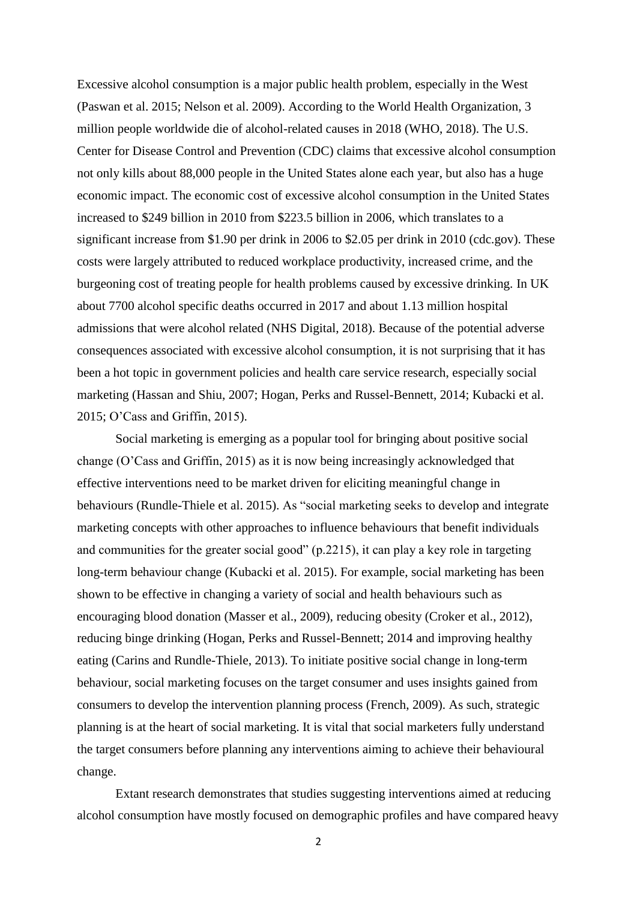Excessive alcohol consumption is a major public health problem, especially in the West (Paswan et al. 2015; Nelson et al. 2009). According to the World Health Organization, 3 million people worldwide die of alcohol-related causes in 2018 (WHO, 2018). The U.S. Center for Disease Control and Prevention (CDC) claims that excessive alcohol consumption not only kills about 88,000 people in the United States alone each year, but also has a huge economic impact. The economic cost of excessive alcohol consumption in the United States increased to $249 billion in 2010 from $223.5 billion in 2006, which translates to a significant increase from $1.90 per drink in 2006 to $2.05 per drink in 2010 (cdc.gov). These costs were largely attributed to reduced workplace productivity, increased crime, and the burgeoning cost of treating people for health problems caused by excessive drinking. In UK about 7700 alcohol specific deaths occurred in 2017 and about 1.13 million hospital admissions that were alcohol related (NHS Digital, 2018). Because of the potential adverse consequences associated with excessive alcohol consumption, it is not surprising that it has been a hot topic in government policies and health care service research, especially social marketing (Hassan and Shiu, 2007; Hogan, Perks and Russel-Bennett, 2014; Kubacki et al. 2015; O'Cass and Griffin, 2015).

Social marketing is emerging as a popular tool for bringing about positive social change (O'Cass and Griffin, 2015) as it is now being increasingly acknowledged that effective interventions need to be market driven for eliciting meaningful change in behaviours (Rundle-Thiele et al. 2015). As "social marketing seeks to develop and integrate marketing concepts with other approaches to influence behaviours that benefit individuals and communities for the greater social good" (p.2215), it can play a key role in targeting long-term behaviour change (Kubacki et al. 2015). For example, social marketing has been shown to be effective in changing a variety of social and health behaviours such as encouraging blood donation (Masser et al., 2009), reducing obesity (Croker et al., 2012), reducing binge drinking (Hogan, Perks and Russel-Bennett; 2014 and improving healthy eating (Carins and Rundle-Thiele, 2013). To initiate positive social change in long-term behaviour, social marketing focuses on the target consumer and uses insights gained from consumers to develop the intervention planning process (French, 2009). As such, strategic planning is at the heart of social marketing. It is vital that social marketers fully understand the target consumers before planning any interventions aiming to achieve their behavioural change.

Extant research demonstrates that studies suggesting interventions aimed at reducing alcohol consumption have mostly focused on demographic profiles and have compared heavy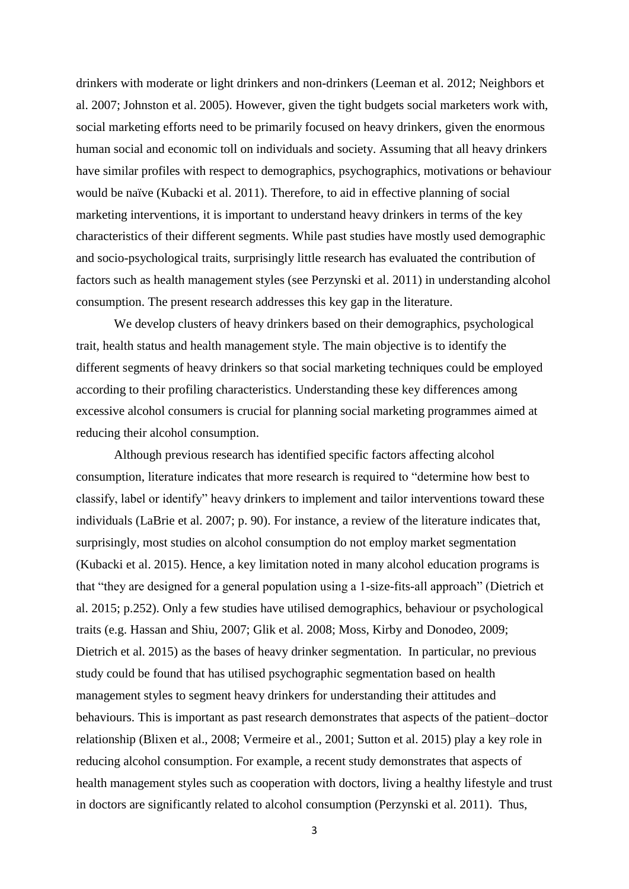drinkers with moderate or light drinkers and non-drinkers (Leeman et al. 2012; Neighbors et al. 2007; Johnston et al. 2005). However, given the tight budgets social marketers work with, social marketing efforts need to be primarily focused on heavy drinkers, given the enormous human social and economic toll on individuals and society. Assuming that all heavy drinkers have similar profiles with respect to demographics, psychographics, motivations or behaviour would be naïve (Kubacki et al. 2011). Therefore, to aid in effective planning of social marketing interventions, it is important to understand heavy drinkers in terms of the key characteristics of their different segments. While past studies have mostly used demographic and socio-psychological traits, surprisingly little research has evaluated the contribution of factors such as health management styles (see Perzynski et al. 2011) in understanding alcohol consumption. The present research addresses this key gap in the literature.

We develop clusters of heavy drinkers based on their demographics, psychological trait, health status and health management style. The main objective is to identify the different segments of heavy drinkers so that social marketing techniques could be employed according to their profiling characteristics. Understanding these key differences among excessive alcohol consumers is crucial for planning social marketing programmes aimed at reducing their alcohol consumption.

Although previous research has identified specific factors affecting alcohol consumption, literature indicates that more research is required to "determine how best to classify, label or identify" heavy drinkers to implement and tailor interventions toward these individuals (LaBrie et al. 2007; p. 90). For instance, a review of the literature indicates that, surprisingly, most studies on alcohol consumption do not employ market segmentation (Kubacki et al. 2015). Hence, a key limitation noted in many alcohol education programs is that "they are designed for a general population using a 1-size-fits-all approach" (Dietrich et al. 2015; p.252). Only a few studies have utilised demographics, behaviour or psychological traits (e.g. Hassan and Shiu, 2007; Glik et al. 2008; Moss, Kirby and Donodeo, 2009; Dietrich et al. 2015) as the bases of heavy drinker segmentation. In particular, no previous study could be found that has utilised psychographic segmentation based on health management styles to segment heavy drinkers for understanding their attitudes and behaviours. This is important as past research demonstrates that aspects of the patient–doctor relationship (Blixen et al., 2008; Vermeire et al., 2001; Sutton et al. 2015) play a key role in reducing alcohol consumption. For example, a recent study demonstrates that aspects of health management styles such as cooperation with doctors, living a healthy lifestyle and trust in doctors are significantly related to alcohol consumption (Perzynski et al. 2011). Thus,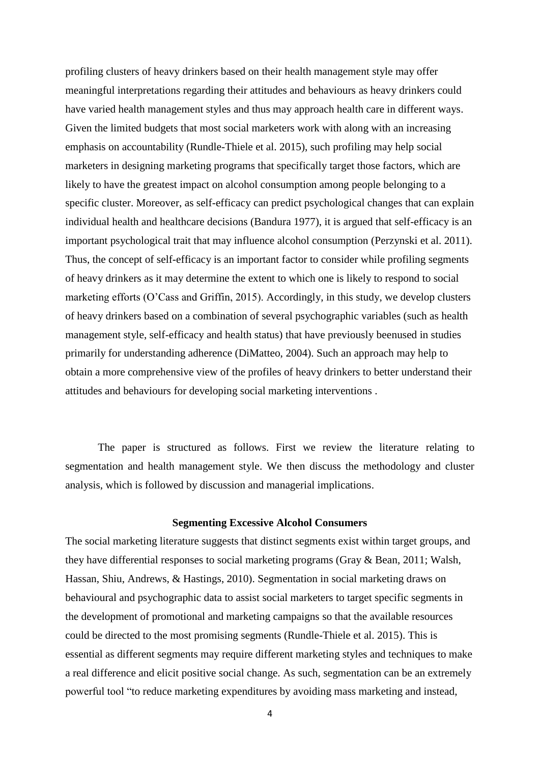profiling clusters of heavy drinkers based on their health management style may offer meaningful interpretations regarding their attitudes and behaviours as heavy drinkers could have varied health management styles and thus may approach health care in different ways. Given the limited budgets that most social marketers work with along with an increasing emphasis on accountability (Rundle-Thiele et al. 2015), such profiling may help social marketers in designing marketing programs that specifically target those factors, which are likely to have the greatest impact on alcohol consumption among people belonging to a specific cluster. Moreover, as self-efficacy can predict psychological changes that can explain individual health and healthcare decisions (Bandura 1977), it is argued that self-efficacy is an important psychological trait that may influence alcohol consumption (Perzynski et al. 2011). Thus, the concept of self-efficacy is an important factor to consider while profiling segments of heavy drinkers as it may determine the extent to which one is likely to respond to social marketing efforts (O'Cass and Griffin, 2015). Accordingly, in this study, we develop clusters of heavy drinkers based on a combination of several psychographic variables (such as health management style, self-efficacy and health status) that have previously beenused in studies primarily for understanding adherence (DiMatteo, 2004). Such an approach may help to obtain a more comprehensive view of the profiles of heavy drinkers to better understand their attitudes and behaviours for developing social marketing interventions .

The paper is structured as follows. First we review the literature relating to segmentation and health management style. We then discuss the methodology and cluster analysis, which is followed by discussion and managerial implications.

## Segmenting Excessive Alcohol Consumers

The social marketing literature suggests that distinct segments exist within target groups, and they have differential responses to social marketing programs (Gray & Bean, 2011; Walsh, Hassan, Shiu, Andrews, & Hastings, 2010). Segmentation in social marketing draws on behavioural and psychographic data to assist social marketers to target specific segments in the development of promotional and marketing campaigns so that the available resources could be directed to the most promising segments (Rundle-Thiele et al. 2015). This is essential as different segments may require different marketing styles and techniques to make a real difference and elicit positive social change. As such, segmentation can be an extremely powerful tool "to reduce marketing expenditures by avoiding mass marketing and instead,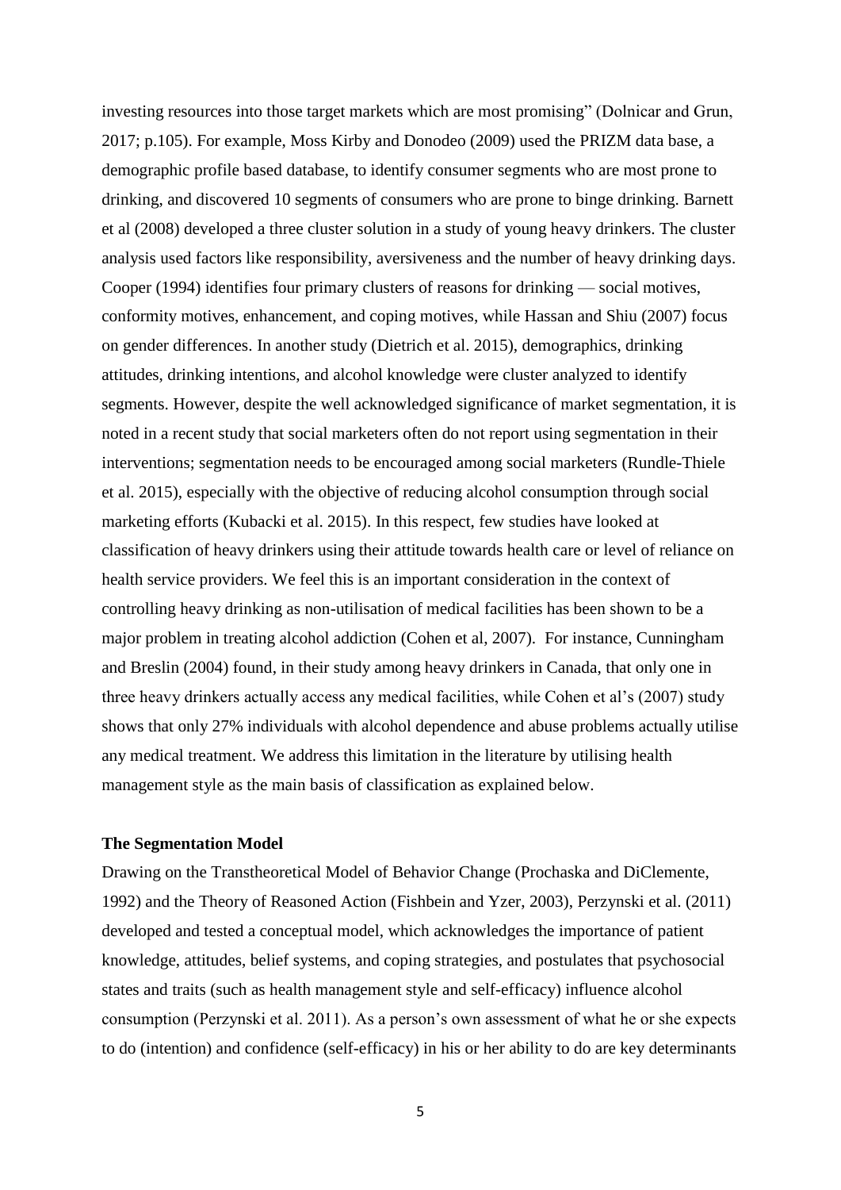investing resources into those target markets which are most promising" (Dolnicar and Grun, 2017; p.105). For example, Moss Kirby and Donodeo (2009) used the PRIZM data base, a demographic profile based database, to identify consumer segments who are most prone to drinking, and discovered 10 segments of consumers who are prone to binge drinking. Barnett et al (2008) developed a three cluster solution in a study of young heavy drinkers. The cluster analysis used factors like responsibility, aversiveness and the number of heavy drinking days. Cooper (1994) identifies four primary clusters of reasons for drinking — social motives, conformity motives, enhancement, and coping motives, while Hassan and Shiu (2007) focus on gender differences. In another study (Dietrich et al. 2015), demographics, drinking attitudes, drinking intentions, and alcohol knowledge were cluster analyzed to identify segments. However, despite the well acknowledged significance of market segmentation, it is noted in a recent study that social marketers often do not report using segmentation in their interventions; segmentation needs to be encouraged among social marketers (Rundle-Thiele et al. 2015), especially with the objective of reducing alcohol consumption through social marketing efforts (Kubacki et al. 2015). In this respect, few studies have looked at classification of heavy drinkers using their attitude towards health care or level of reliance on health service providers. We feel this is an important consideration in the context of controlling heavy drinking as non-utilisation of medical facilities has been shown to be a major problem in treating alcohol addiction (Cohen et al, 2007). For instance, Cunningham and Breslin (2004) found, in their study among heavy drinkers in Canada, that only one in three heavy drinkers actually access any medical facilities, while Cohen et al's (2007) study shows that only 27% individuals with alcohol dependence and abuse problems actually utilise any medical treatment. We address this limitation in the literature by utilising health management style as the main basis of classification as explained below.

**The Segmentation Model**

Drawing on the Transtheoretical Model of Behavior Change (Prochaska and DiClemente, 1992) and the Theory of Reasoned Action (Fishbein and Yzer, 2003), Perzynski et al. (2011) developed and tested a conceptual model, which acknowledges the importance of patient knowledge, attitudes, belief systems, and coping strategies, and postulates that psychosocial states and traits (such as health management style and self-efficacy) influence alcohol consumption (Perzynski et al. 2011). As a person's own assessment of what he or she expects to do (intention) and confidence (self-efficacy) in his or her ability to do are key determinants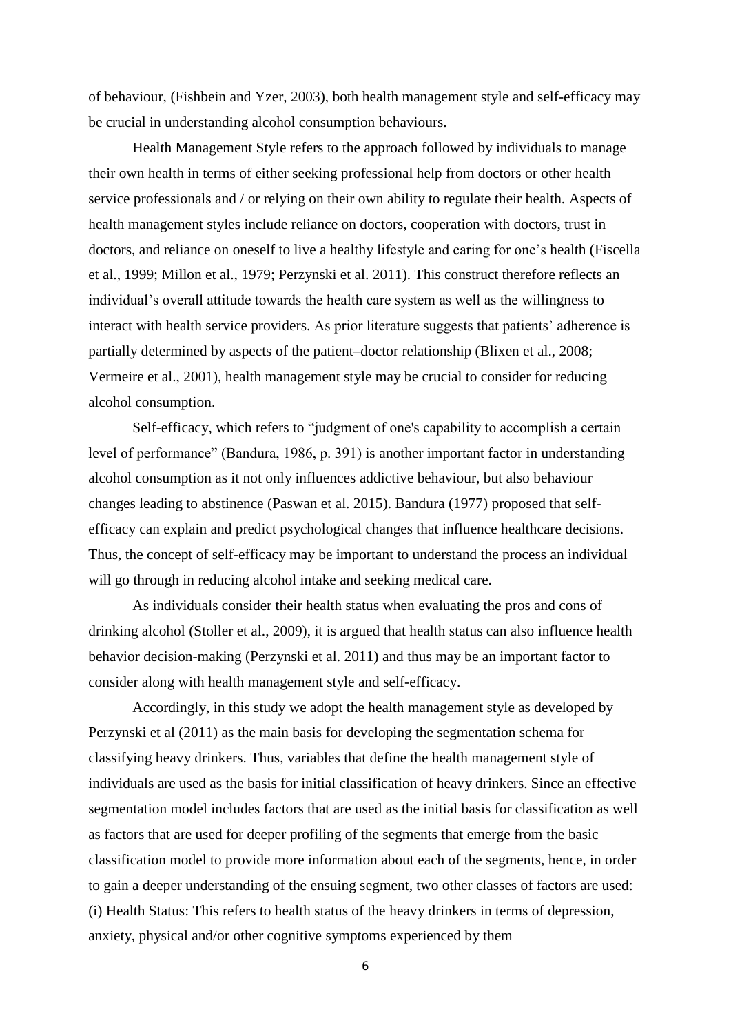of behaviour, (Fishbein and Yzer, 2003), both health management style and self-efficacy may be crucial in understanding alcohol consumption behaviours.

Health Management Style refers to the approach followed by individuals to manage their own health in terms of either seeking professional help from doctors or other health service professionals and / or relying on their own ability to regulate their health. Aspects of health management styles include reliance on doctors, cooperation with doctors, trust in doctors, and reliance on oneself to live a healthy lifestyle and caring for one's health (Fiscella et al., 1999; Millon et al., 1979; Perzynski et al. 2011). This construct therefore reflects an individual's overall attitude towards the health care system as well as the willingness to interact with health service providers. As prior literature suggests that patients' adherence is partially determined by aspects of the patient–doctor relationship (Blixen et al., 2008; Vermeire et al., 2001), health management style may be crucial to consider for reducing alcohol consumption.

Self-efficacy, which refers to "judgment of one's capability to accomplish a certain level of performance" (Bandura, 1986, p. 391) is another important factor in understanding alcohol consumption as it not only influences addictive behaviour, but also behaviour changes leading to abstinence (Paswan et al. 2015). Bandura (1977) proposed that self-efficacy can explain and predict psychological changes that influence healthcare decisions. Thus, the concept of self-efficacy may be important to understand the process an individual will go through in reducing alcohol intake and seeking medical care.

As individuals consider their health status when evaluating the pros and cons of drinking alcohol (Stoller et al., 2009), it is argued that health status can also influence health behavior decision-making (Perzynski et al. 2011) and thus may be an important factor to consider along with health management style and self-efficacy.

Accordingly, in this study we adopt the health management style as developed by Perzynski et al (2011) as the main basis for developing the segmentation schema for classifying heavy drinkers. Thus, variables that define the health management style of individuals are used as the basis for initial classification of heavy drinkers. Since an effective segmentation model includes factors that are used as the initial basis for classification as well as factors that are used for deeper profiling of the segments that emerge from the basic classification model to provide more information about each of the segments, hence, in order to gain a deeper understanding of the ensuing segment, two other classes of factors are used: (i) Health Status: This refers to health status of the heavy drinkers in terms of depression, anxiety, physical and/or other cognitive symptoms experienced by them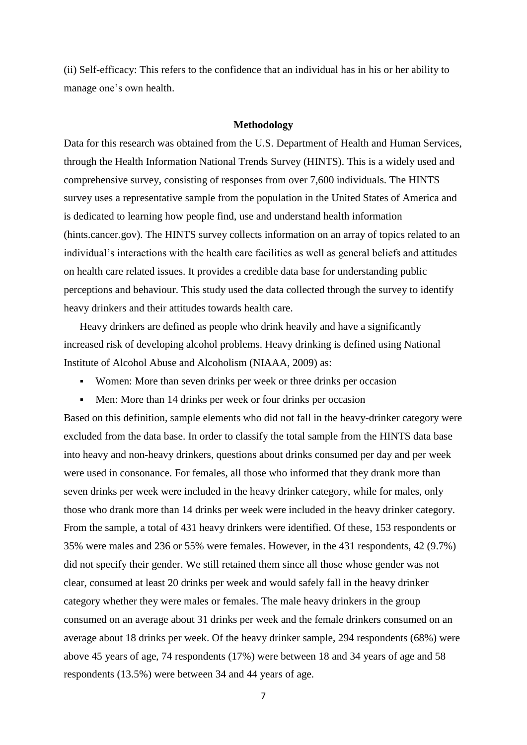(ii) Self-efficacy: This refers to the confidence that an individual has in his or her ability to manage one's own health.

## Methodology

Data for this research was obtained from the U.S. Department of Health and Human Services, through the Health Information National Trends Survey (HINTS). This is a widely used and comprehensive survey, consisting of responses from over 7,600 individuals. The HINTS survey uses a representative sample from the population in the United States of America and is dedicated to learning how people find, use and understand health information (hints.cancer.gov). The HINTS survey collects information on an array of topics related to an individual's interactions with the health care facilities as well as general beliefs and attitudes on health care related issues. It provides a credible data base for understanding public perceptions and behaviour. This study used the data collected through the survey to identify heavy drinkers and their attitudes towards health care.

Heavy drinkers are defined as people who drink heavily and have a significantly increased risk of developing alcohol problems. Heavy drinking is defined using National Institute of Alcohol Abuse and Alcoholism (NIAAA, 2009) as:

- Women: More than seven drinks per week or three drinks per occasion
- Men: More than 14 drinks per week or four drinks per occasion

Based on this definition, sample elements who did not fall in the heavy-drinker category were excluded from the data base. In order to classify the total sample from the HINTS data base into heavy and non-heavy drinkers, questions about drinks consumed per day and per week were used in consonance. For females, all those who informed that they drank more than seven drinks per week were included in the heavy drinker category, while for males, only those who drank more than 14 drinks per week were included in the heavy drinker category. From the sample, a total of 431 heavy drinkers were identified. Of these, 153 respondents or 35% were males and 236 or 55% were females. However, in the 431 respondents, 42 (9.7%) did not specify their gender. We still retained them since all those whose gender was not clear, consumed at least 20 drinks per week and would safely fall in the heavy drinker category whether they were males or females. The male heavy drinkers in the group consumed on an average about 31 drinks per week and the female drinkers consumed on an average about 18 drinks per week. Of the heavy drinker sample, 294 respondents (68%) were above 45 years of age, 74 respondents (17%) were between 18 and 34 years of age and 58 respondents (13.5%) were between 34 and 44 years of age.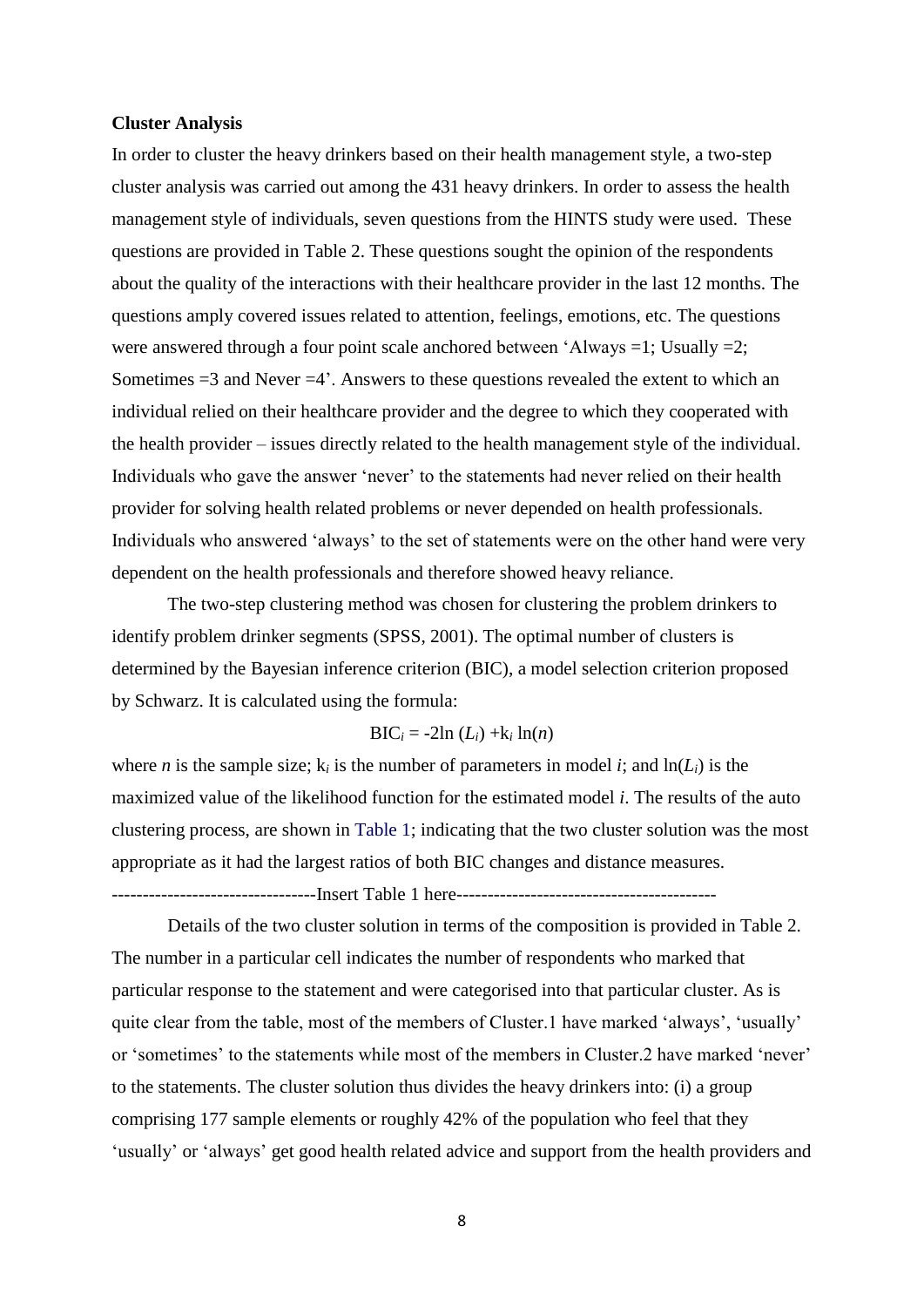**Cluster Analysis**

In order to cluster the heavy drinkers based on their health management style, a two-step cluster analysis was carried out among the 431 heavy drinkers. In order to assess the health management style of individuals, seven questions from the HINTS study were used. These questions are provided in Table 2. These questions sought the opinion of the respondents about the quality of the interactions with their healthcare provider in the last 12 months. The questions amply covered issues related to attention, feelings, emotions, etc. The questions were answered through a four point scale anchored between 'Always =1; Usually =2; Sometimes =3 and Never =4'. Answers to these questions revealed the extent to which an individual relied on their healthcare provider and the degree to which they cooperated with the health provider – issues directly related to the health management style of the individual. Individuals who gave the answer 'never' to the statements had never relied on their health provider for solving health related problems or never depended on health professionals. Individuals who answered 'always' to the set of statements were on the other hand were very dependent on the health professionals and therefore showed heavy reliance.

The two-step clustering method was chosen for clustering the problem drinkers to identify problem drinker segments (SPSS, 2001). The optimal number of clusters is determined by the Bayesian inference criterion (BIC), a model selection criterion proposed by Schwarz. It is calculated using the formula:

$$BIC_i = -2\ln(L_i) + k_i \ln(n)$$

where $n$ is the sample size; $k_i$ is the number of parameters in model $i$; and $\ln(L_i)$ is the maximized value of the likelihood function for the estimated model $i$. The results of the auto clustering process, are shown in Table 1; indicating that the two cluster solution was the most appropriate as it had the largest ratios of both BIC changes and distance measures.

--------------------------------Insert Table 1 here----------------------------------------

Details of the two cluster solution in terms of the composition is provided in Table 2. The number in a particular cell indicates the number of respondents who marked that particular response to the statement and were categorised into that particular cluster. As is quite clear from the table, most of the members of Cluster.1 have marked 'always', 'usually' or 'sometimes' to the statements while most of the members in Cluster.2 have marked 'never' to the statements. The cluster solution thus divides the heavy drinkers into: (i) a group comprising 177 sample elements or roughly 42% of the population who feel that they 'usually' or 'always' get good health related advice and support from the health providers and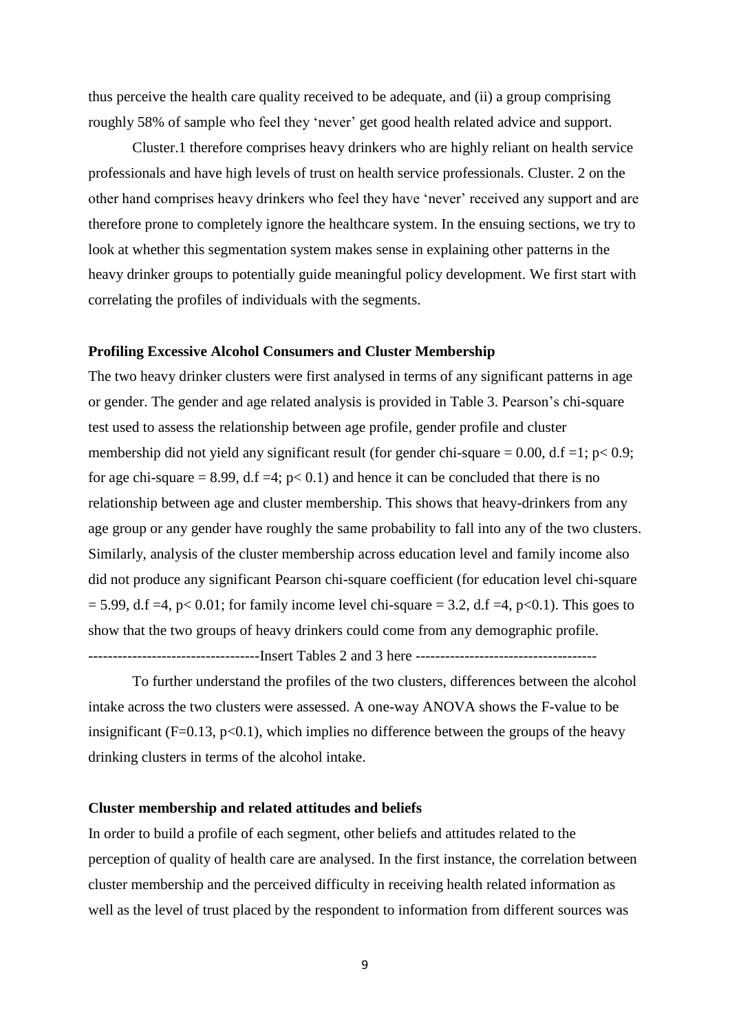thus perceive the health care quality received to be adequate, and (ii) a group comprising roughly 58% of sample who feel they 'never' get good health related advice and support.

Cluster.1 therefore comprises heavy drinkers who are highly reliant on health service professionals and have high levels of trust on health service professionals. Cluster. 2 on the other hand comprises heavy drinkers who feel they have 'never' received any support and are therefore prone to completely ignore the healthcare system. In the ensuing sections, we try to look at whether this segmentation system makes sense in explaining other patterns in the heavy drinker groups to potentially guide meaningful policy development. We first start with correlating the profiles of individuals with the segments.

**Profiling Excessive Alcohol Consumers and Cluster Membership**

The two heavy drinker clusters were first analysed in terms of any significant patterns in age or gender. The gender and age related analysis is provided in Table 3. Pearson's chi-square test used to assess the relationship between age profile, gender profile and cluster membership did not yield any significant result (for gender chi-square = 0.00, d.f =1; $p < 0.9$; for age chi-square = 8.99, d.f =4; $p < 0.1$) and hence it can be concluded that there is no relationship between age and cluster membership. This shows that heavy-drinkers from any age group or any gender have roughly the same probability to fall into any of the two clusters. Similarly, analysis of the cluster membership across education level and family income also did not produce any significant Pearson chi-square coefficient (for education level chi-square = 5.99, d.f =4, $p < 0.01$; for family income level chi-square = 3.2, d.f =4, $p < 0.1$). This goes to show that the two groups of heavy drinkers could come from any demographic profile.

----------------------------------Insert Tables 2 and 3 here ------------------------------------

To further understand the profiles of the two clusters, differences between the alcohol intake across the two clusters were assessed. A one-way ANOVA shows the F-value to be insignificant (F=0.13, $p < 0.1$), which implies no difference between the groups of the heavy drinking clusters in terms of the alcohol intake.

**Cluster membership and related attitudes and beliefs**

In order to build a profile of each segment, other beliefs and attitudes related to the perception of quality of health care are analysed. In the first instance, the correlation between cluster membership and the perceived difficulty in receiving health related information as well as the level of trust placed by the respondent to information from different sources was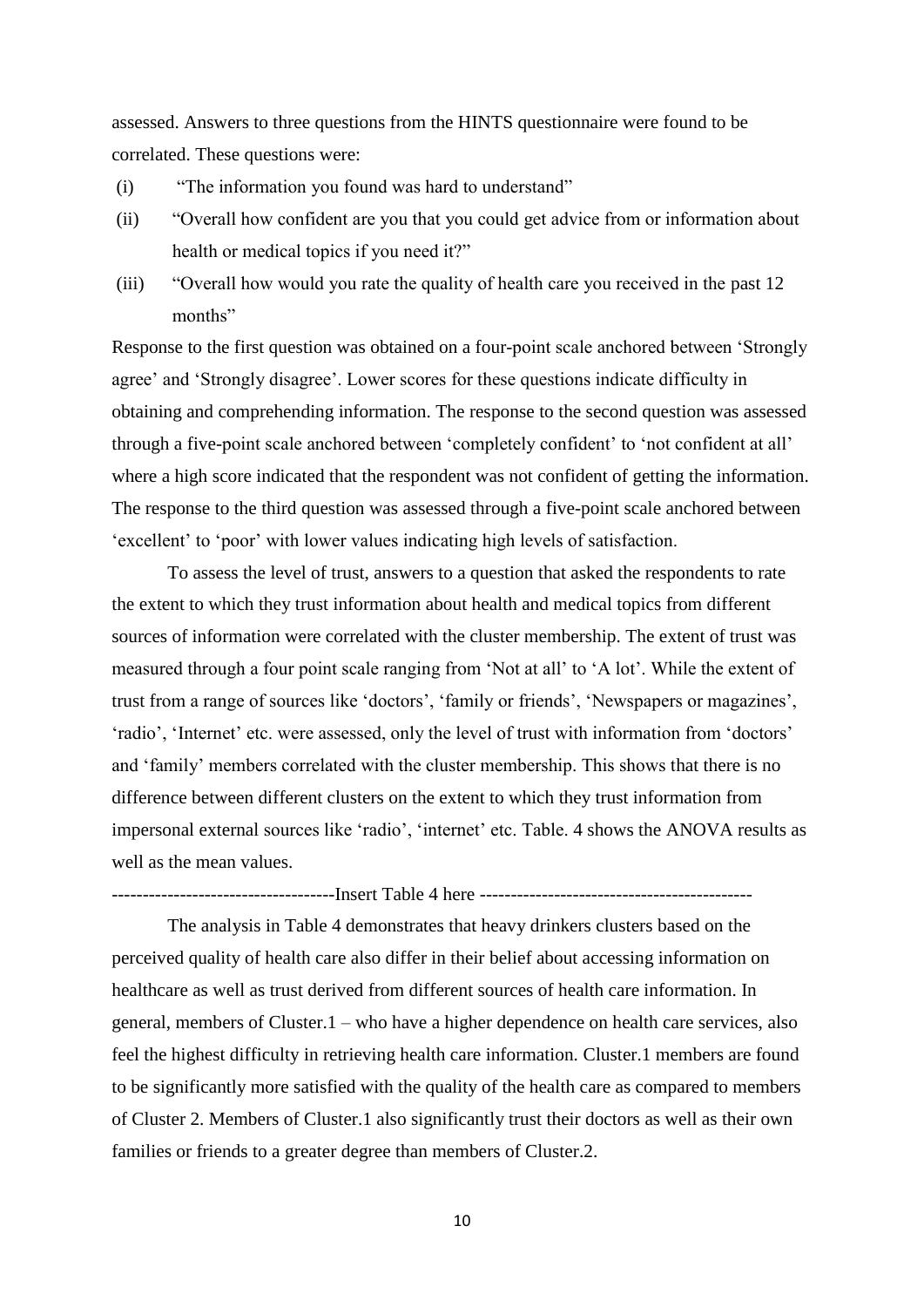assessed. Answers to three questions from the HINTS questionnaire were found to be correlated. These questions were:

(i) "The information you found was hard to understand"

(ii) "Overall how confident are you that you could get advice from or information about health or medical topics if you need it?"

(iii) "Overall how would you rate the quality of health care you received in the past 12 months"

Response to the first question was obtained on a four-point scale anchored between 'Strongly agree' and 'Strongly disagree'. Lower scores for these questions indicate difficulty in obtaining and comprehending information. The response to the second question was assessed through a five-point scale anchored between 'completely confident' to 'not confident at all' where a high score indicated that the respondent was not confident of getting the information. The response to the third question was assessed through a five-point scale anchored between 'excellent' to 'poor' with lower values indicating high levels of satisfaction.

To assess the level of trust, answers to a question that asked the respondents to rate the extent to which they trust information about health and medical topics from different sources of information were correlated with the cluster membership. The extent of trust was measured through a four point scale ranging from 'Not at all' to 'A lot'. While the extent of trust from a range of sources like 'doctors', 'family or friends', 'Newspapers or magazines', 'radio', 'Internet' etc. were assessed, only the level of trust with information from 'doctors' and 'family' members correlated with the cluster membership. This shows that there is no difference between different clusters on the extent to which they trust information from impersonal external sources like 'radio', 'internet' etc. Table. 4 shows the ANOVA results as well as the mean values.

-----------------------------------Insert Table 4 here -------------------------------------------

The analysis in Table 4 demonstrates that heavy drinkers clusters based on the perceived quality of health care also differ in their belief about accessing information on healthcare as well as trust derived from different sources of health care information. In general, members of Cluster.1 – who have a higher dependence on health care services, also feel the highest difficulty in retrieving health care information. Cluster.1 members are found to be significantly more satisfied with the quality of the health care as compared to members of Cluster 2. Members of Cluster.1 also significantly trust their doctors as well as their own families or friends to a greater degree than members of Cluster.2.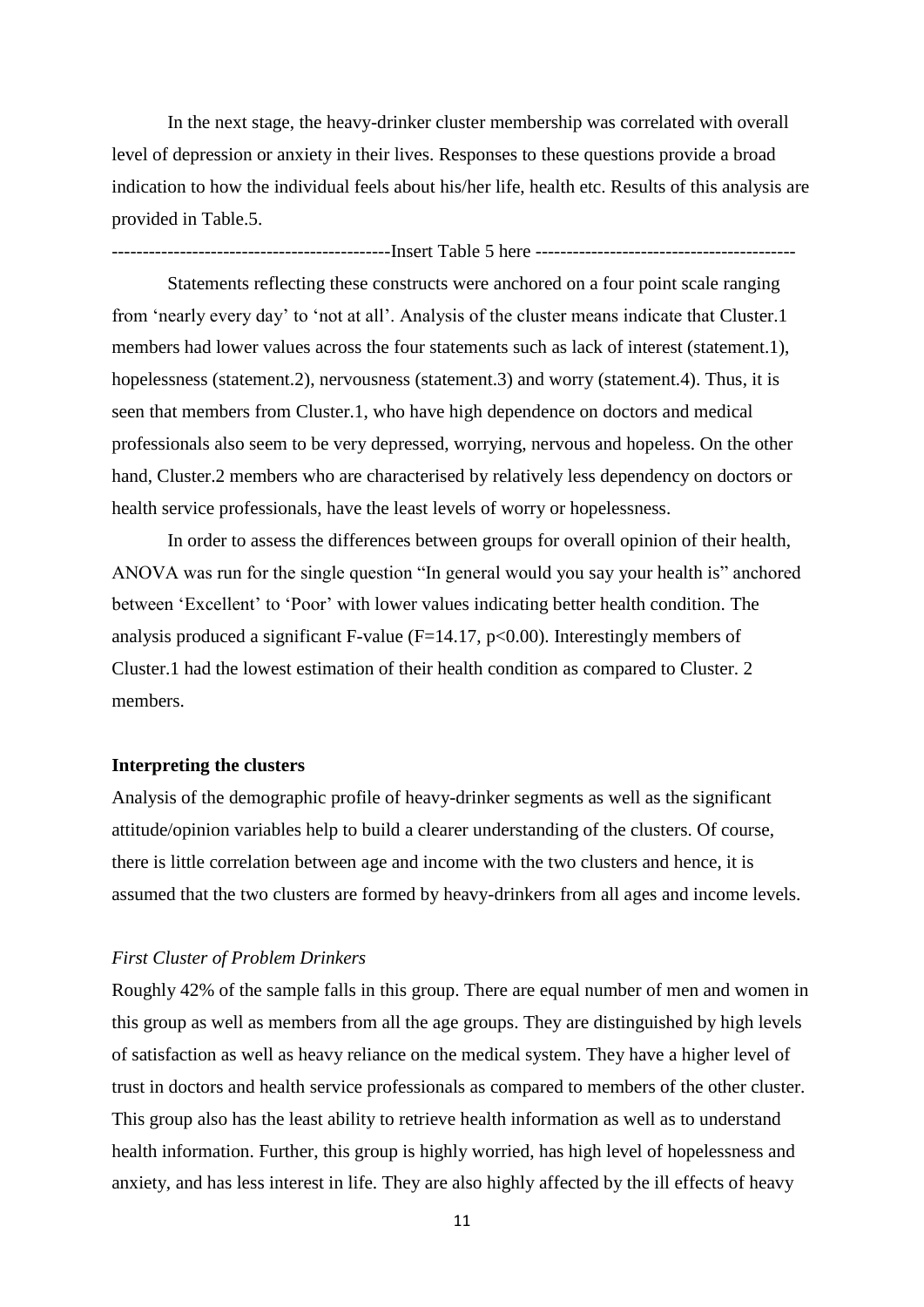In the next stage, the heavy-drinker cluster membership was correlated with overall level of depression or anxiety in their lives. Responses to these questions provide a broad indication to how the individual feels about his/her life, health etc. Results of this analysis are provided in Table.5.

--------------------------------------------Insert Table 5 here -----------------------------------------

Statements reflecting these constructs were anchored on a four point scale ranging from 'nearly every day' to 'not at all'. Analysis of the cluster means indicate that Cluster.1 members had lower values across the four statements such as lack of interest (statement.1), hopelessness (statement.2), nervousness (statement.3) and worry (statement.4). Thus, it is seen that members from Cluster.1, who have high dependence on doctors and medical professionals also seem to be very depressed, worrying, nervous and hopeless. On the other hand, Cluster.2 members who are characterised by relatively less dependency on doctors or health service professionals, have the least levels of worry or hopelessness.

In order to assess the differences between groups for overall opinion of their health, ANOVA was run for the single question "In general would you say your health is" anchored between 'Excellent' to 'Poor' with lower values indicating better health condition. The analysis produced a significant F-value ($F=14.17$, $p<0.00$). Interestingly members of Cluster.1 had the lowest estimation of their health condition as compared to Cluster. 2 members.

**Interpreting the clusters**

Analysis of the demographic profile of heavy-drinker segments as well as the significant attitude/opinion variables help to build a clearer understanding of the clusters. Of course, there is little correlation between age and income with the two clusters and hence, it is assumed that the two clusters are formed by heavy-drinkers from all ages and income levels.

*First Cluster of Problem Drinkers*

Roughly 42% of the sample falls in this group. There are equal number of men and women in this group as well as members from all the age groups. They are distinguished by high levels of satisfaction as well as heavy reliance on the medical system. They have a higher level of trust in doctors and health service professionals as compared to members of the other cluster. This group also has the least ability to retrieve health information as well as to understand health information. Further, this group is highly worried, has high level of hopelessness and anxiety, and has less interest in life. They are also highly affected by the ill effects of heavy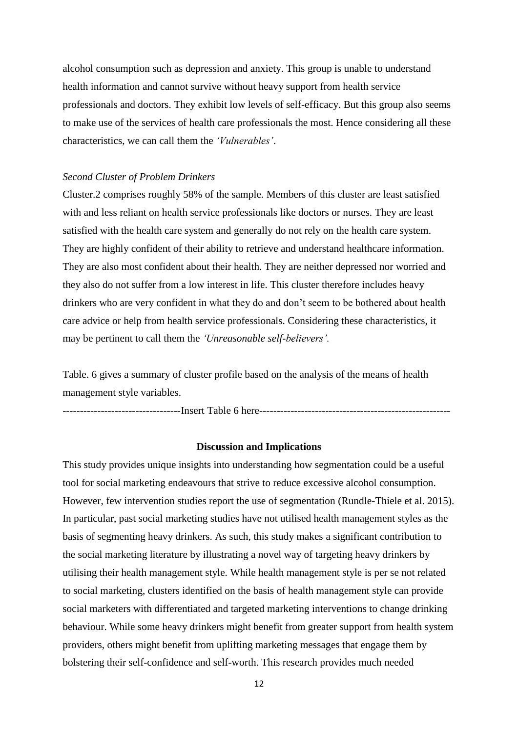alcohol consumption such as depression and anxiety. This group is unable to understand health information and cannot survive without heavy support from health service professionals and doctors. They exhibit low levels of self-efficacy. But this group also seems to make use of the services of health care professionals the most. Hence considering all these characteristics, we can call them the *'Vulnerables'*.

*Second Cluster of Problem Drinkers*

Cluster.2 comprises roughly 58% of the sample. Members of this cluster are least satisfied with and less reliant on health service professionals like doctors or nurses. They are least satisfied with the health care system and generally do not rely on the health care system. They are highly confident of their ability to retrieve and understand healthcare information. They are also most confident about their health. They are neither depressed nor worried and they also do not suffer from a low interest in life. This cluster therefore includes heavy drinkers who are very confident in what they do and don't seem to be bothered about health care advice or help from health service professionals. Considering these characteristics, it may be pertinent to call them the *'Unreasonable self-believers'.*

Table. 6 gives a summary of cluster profile based on the analysis of the means of health management style variables.

---------------------------------Insert Table 6 here-----------------------------------------------------

## Discussion and Implications

This study provides unique insights into understanding how segmentation could be a useful tool for social marketing endeavours that strive to reduce excessive alcohol consumption. However, few intervention studies report the use of segmentation (Rundle-Thiele et al. 2015). In particular, past social marketing studies have not utilised health management styles as the basis of segmenting heavy drinkers. As such, this study makes a significant contribution to the social marketing literature by illustrating a novel way of targeting heavy drinkers by utilising their health management style. While health management style is per se not related to social marketing, clusters identified on the basis of health management style can provide social marketers with differentiated and targeted marketing interventions to change drinking behaviour. While some heavy drinkers might benefit from greater support from health system providers, others might benefit from uplifting marketing messages that engage them by bolstering their self-confidence and self-worth. This research provides much needed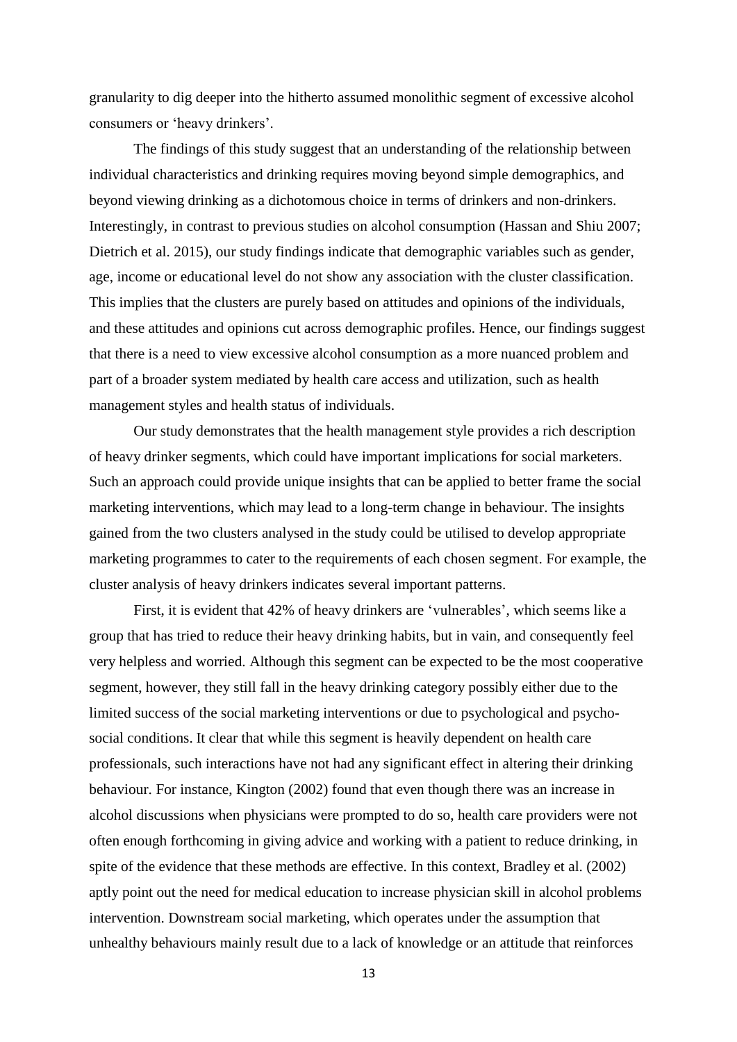granularity to dig deeper into the hitherto assumed monolithic segment of excessive alcohol consumers or 'heavy drinkers'.

The findings of this study suggest that an understanding of the relationship between individual characteristics and drinking requires moving beyond simple demographics, and beyond viewing drinking as a dichotomous choice in terms of drinkers and non-drinkers. Interestingly, in contrast to previous studies on alcohol consumption (Hassan and Shiu 2007; Dietrich et al. 2015), our study findings indicate that demographic variables such as gender, age, income or educational level do not show any association with the cluster classification. This implies that the clusters are purely based on attitudes and opinions of the individuals, and these attitudes and opinions cut across demographic profiles. Hence, our findings suggest that there is a need to view excessive alcohol consumption as a more nuanced problem and part of a broader system mediated by health care access and utilization, such as health management styles and health status of individuals.

Our study demonstrates that the health management style provides a rich description of heavy drinker segments, which could have important implications for social marketers. Such an approach could provide unique insights that can be applied to better frame the social marketing interventions, which may lead to a long-term change in behaviour. The insights gained from the two clusters analysed in the study could be utilised to develop appropriate marketing programmes to cater to the requirements of each chosen segment. For example, the cluster analysis of heavy drinkers indicates several important patterns.

First, it is evident that 42% of heavy drinkers are 'vulnerables', which seems like a group that has tried to reduce their heavy drinking habits, but in vain, and consequently feel very helpless and worried. Although this segment can be expected to be the most cooperative segment, however, they still fall in the heavy drinking category possibly either due to the limited success of the social marketing interventions or due to psychological and psycho-social conditions. It clear that while this segment is heavily dependent on health care professionals, such interactions have not had any significant effect in altering their drinking behaviour. For instance, Kington (2002) found that even though there was an increase in alcohol discussions when physicians were prompted to do so, health care providers were not often enough forthcoming in giving advice and working with a patient to reduce drinking, in spite of the evidence that these methods are effective. In this context, Bradley et al. (2002) aptly point out the need for medical education to increase physician skill in alcohol problems intervention. Downstream social marketing, which operates under the assumption that unhealthy behaviours mainly result due to a lack of knowledge or an attitude that reinforces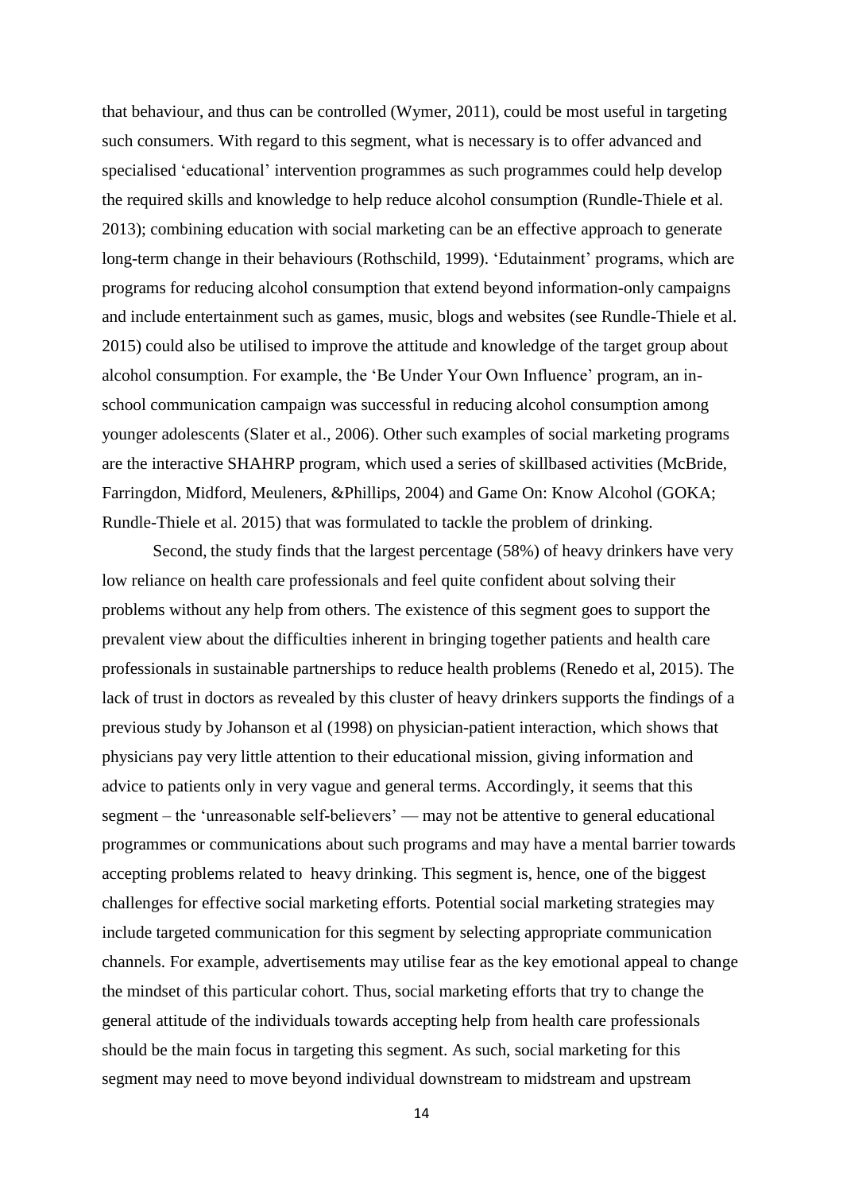that behaviour, and thus can be controlled (Wymer, 2011), could be most useful in targeting such consumers. With regard to this segment, what is necessary is to offer advanced and specialised 'educational' intervention programmes as such programmes could help develop the required skills and knowledge to help reduce alcohol consumption (Rundle-Thiele et al. 2013); combining education with social marketing can be an effective approach to generate long-term change in their behaviours (Rothschild, 1999). 'Edutainment' programs, which are programs for reducing alcohol consumption that extend beyond information-only campaigns and include entertainment such as games, music, blogs and websites (see Rundle-Thiele et al. 2015) could also be utilised to improve the attitude and knowledge of the target group about alcohol consumption. For example, the 'Be Under Your Own Influence' program, an in-school communication campaign was successful in reducing alcohol consumption among younger adolescents (Slater et al., 2006). Other such examples of social marketing programs are the interactive SHAHRP program, which used a series of skillbased activities (McBride, Farringdon, Midford, Meuleners, &Phillips, 2004) and Game On: Know Alcohol (GOKA; Rundle-Thiele et al. 2015) that was formulated to tackle the problem of drinking.

Second, the study finds that the largest percentage (58%) of heavy drinkers have very low reliance on health care professionals and feel quite confident about solving their problems without any help from others. The existence of this segment goes to support the prevalent view about the difficulties inherent in bringing together patients and health care professionals in sustainable partnerships to reduce health problems (Renedo et al, 2015). The lack of trust in doctors as revealed by this cluster of heavy drinkers supports the findings of a previous study by Johanson et al (1998) on physician-patient interaction, which shows that physicians pay very little attention to their educational mission, giving information and advice to patients only in very vague and general terms. Accordingly, it seems that this segment – the 'unreasonable self-believers' — may not be attentive to general educational programmes or communications about such programs and may have a mental barrier towards accepting problems related to heavy drinking. This segment is, hence, one of the biggest challenges for effective social marketing efforts. Potential social marketing strategies may include targeted communication for this segment by selecting appropriate communication channels. For example, advertisements may utilise fear as the key emotional appeal to change the mindset of this particular cohort. Thus, social marketing efforts that try to change the general attitude of the individuals towards accepting help from health care professionals should be the main focus in targeting this segment. As such, social marketing for this segment may need to move beyond individual downstream to midstream and upstream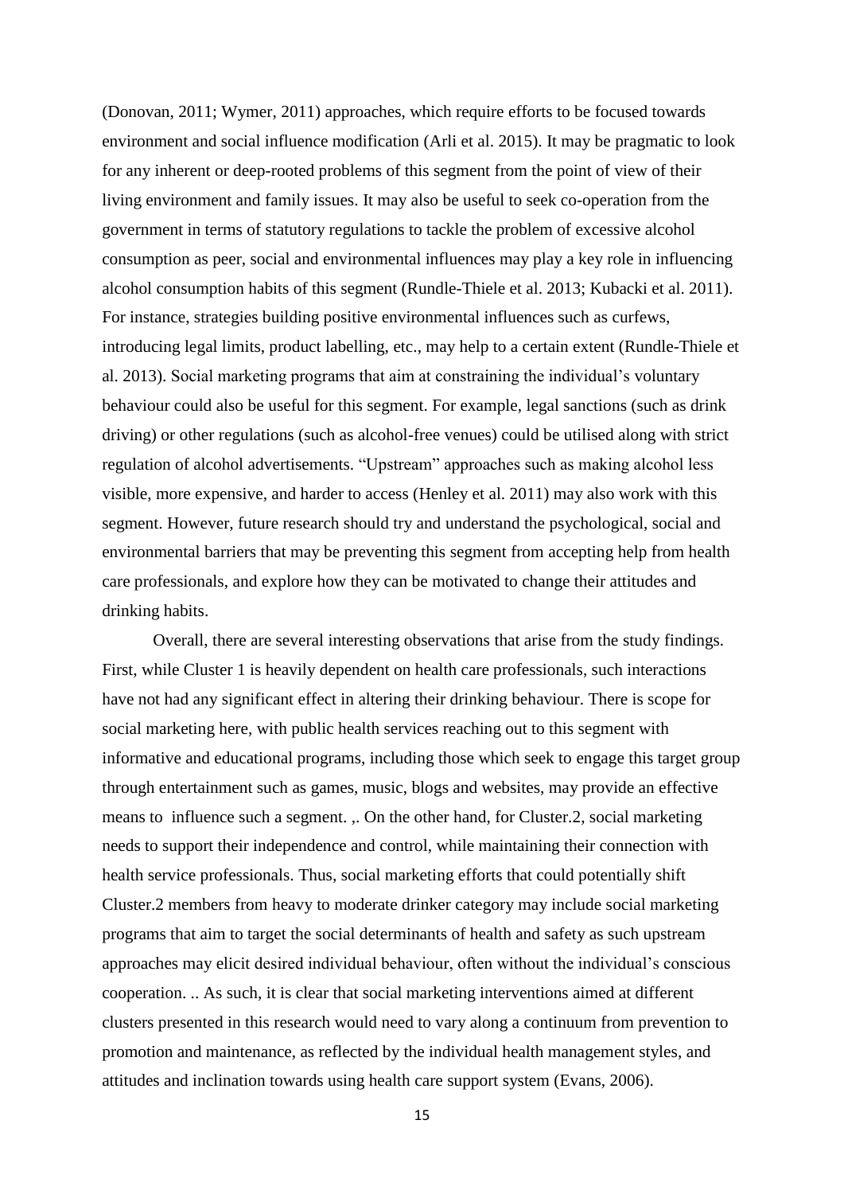(Donovan, 2011; Wymer, 2011) approaches, which require efforts to be focused towards environment and social influence modification (Arli et al. 2015). It may be pragmatic to look for any inherent or deep-rooted problems of this segment from the point of view of their living environment and family issues. It may also be useful to seek co-operation from the government in terms of statutory regulations to tackle the problem of excessive alcohol consumption as peer, social and environmental influences may play a key role in influencing alcohol consumption habits of this segment (Rundle-Thiele et al. 2013; Kubacki et al. 2011). For instance, strategies building positive environmental influences such as curfews, introducing legal limits, product labelling, etc., may help to a certain extent (Rundle-Thiele et al. 2013). Social marketing programs that aim at constraining the individual's voluntary behaviour could also be useful for this segment. For example, legal sanctions (such as drink driving) or other regulations (such as alcohol-free venues) could be utilised along with strict regulation of alcohol advertisements. "Upstream" approaches such as making alcohol less visible, more expensive, and harder to access (Henley et al. 2011) may also work with this segment. However, future research should try and understand the psychological, social and environmental barriers that may be preventing this segment from accepting help from health care professionals, and explore how they can be motivated to change their attitudes and drinking habits.

Overall, there are several interesting observations that arise from the study findings. First, while Cluster 1 is heavily dependent on health care professionals, such interactions have not had any significant effect in altering their drinking behaviour. There is scope for social marketing here, with public health services reaching out to this segment with informative and educational programs, including those which seek to engage this target group through entertainment such as games, music, blogs and websites, may provide an effective means to influence such a segment. ,. On the other hand, for Cluster.2, social marketing needs to support their independence and control, while maintaining their connection with health service professionals. Thus, social marketing efforts that could potentially shift Cluster.2 members from heavy to moderate drinker category may include social marketing programs that aim to target the social determinants of health and safety as such upstream approaches may elicit desired individual behaviour, often without the individual's conscious cooperation. .. As such, it is clear that social marketing interventions aimed at different clusters presented in this research would need to vary along a continuum from prevention to promotion and maintenance, as reflected by the individual health management styles, and attitudes and inclination towards using health care support system (Evans, 2006).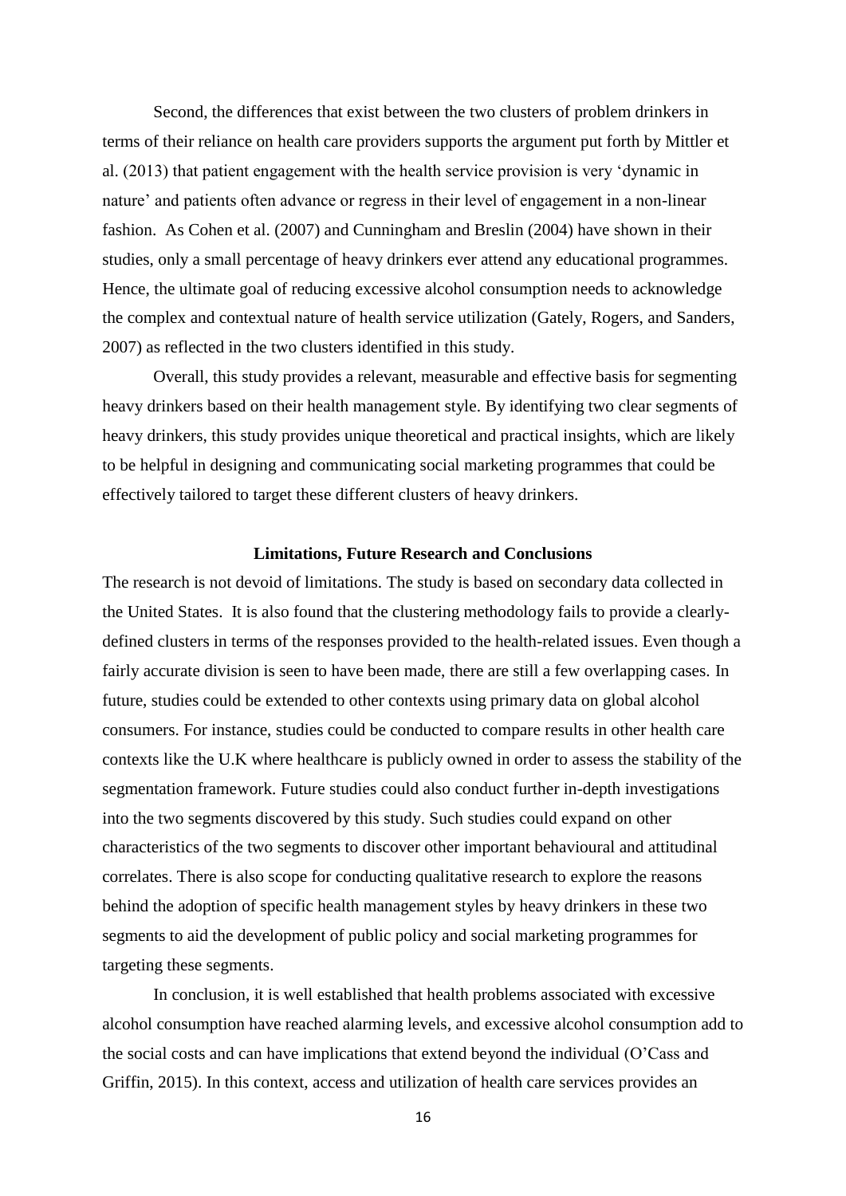Second, the differences that exist between the two clusters of problem drinkers in terms of their reliance on health care providers supports the argument put forth by Mittler et al. (2013) that patient engagement with the health service provision is very 'dynamic in nature' and patients often advance or regress in their level of engagement in a non-linear fashion. As Cohen et al. (2007) and Cunningham and Breslin (2004) have shown in their studies, only a small percentage of heavy drinkers ever attend any educational programmes. Hence, the ultimate goal of reducing excessive alcohol consumption needs to acknowledge the complex and contextual nature of health service utilization (Gately, Rogers, and Sanders, 2007) as reflected in the two clusters identified in this study.

Overall, this study provides a relevant, measurable and effective basis for segmenting heavy drinkers based on their health management style. By identifying two clear segments of heavy drinkers, this study provides unique theoretical and practical insights, which are likely to be helpful in designing and communicating social marketing programmes that could be effectively tailored to target these different clusters of heavy drinkers.

## Limitations, Future Research and Conclusions

The research is not devoid of limitations. The study is based on secondary data collected in the United States. It is also found that the clustering methodology fails to provide a clearly-defined clusters in terms of the responses provided to the health-related issues. Even though a fairly accurate division is seen to have been made, there are still a few overlapping cases. In future, studies could be extended to other contexts using primary data on global alcohol consumers. For instance, studies could be conducted to compare results in other health care contexts like the U.K where healthcare is publicly owned in order to assess the stability of the segmentation framework. Future studies could also conduct further in-depth investigations into the two segments discovered by this study. Such studies could expand on other characteristics of the two segments to discover other important behavioural and attitudinal correlates. There is also scope for conducting qualitative research to explore the reasons behind the adoption of specific health management styles by heavy drinkers in these two segments to aid the development of public policy and social marketing programmes for targeting these segments.

In conclusion, it is well established that health problems associated with excessive alcohol consumption have reached alarming levels, and excessive alcohol consumption add to the social costs and can have implications that extend beyond the individual (O'Cass and Griffin, 2015). In this context, access and utilization of health care services provides an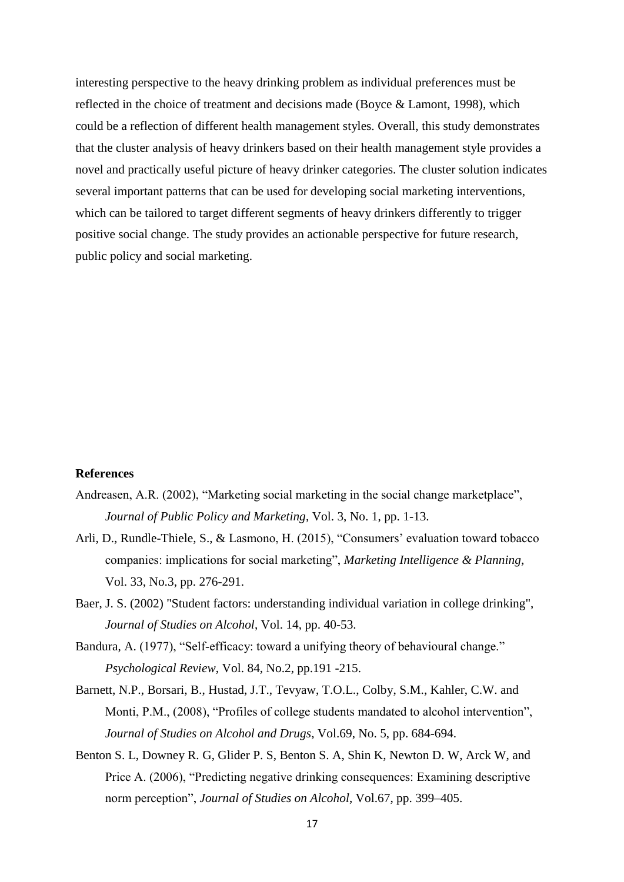interesting perspective to the heavy drinking problem as individual preferences must be reflected in the choice of treatment and decisions made (Boyce & Lamont, 1998), which could be a reflection of different health management styles. Overall, this study demonstrates that the cluster analysis of heavy drinkers based on their health management style provides a novel and practically useful picture of heavy drinker categories. The cluster solution indicates several important patterns that can be used for developing social marketing interventions, which can be tailored to target different segments of heavy drinkers differently to trigger positive social change. The study provides an actionable perspective for future research, public policy and social marketing.

## References

Andreasen, A.R. (2002), "Marketing social marketing in the social change marketplace", *Journal of Public Policy and Marketing*, Vol. 3, No. 1, pp. 1-13.

Arli, D., Rundle-Thiele, S., & Lasmono, H. (2015), "Consumers' evaluation toward tobacco companies: implications for social marketing", *Marketing Intelligence & Planning*, Vol. 33, No.3, pp. 276-291.

Baer, J. S. (2002) "Student factors: understanding individual variation in college drinking", *Journal of Studies on Alcohol*, Vol. 14, pp. 40-53.

Bandura, A. (1977), "Self-efficacy: toward a unifying theory of behavioural change." *Psychological Review*, Vol. 84, No.2, pp.191 -215.

Barnett, N.P., Borsari, B., Hustad, J.T., Tevyaw, T.O.L., Colby, S.M., Kahler, C.W. and Monti, P.M., (2008), "Profiles of college students mandated to alcohol intervention", *Journal of Studies on Alcohol and Drugs*, Vol.69, No. 5, pp. 684-694.

Benton S. L, Downey R. G, Glider P. S, Benton S. A, Shin K, Newton D. W, Arck W, and Price A. (2006), "Predicting negative drinking consequences: Examining descriptive norm perception", *Journal of Studies on Alcohol*, Vol.67, pp. 399–405.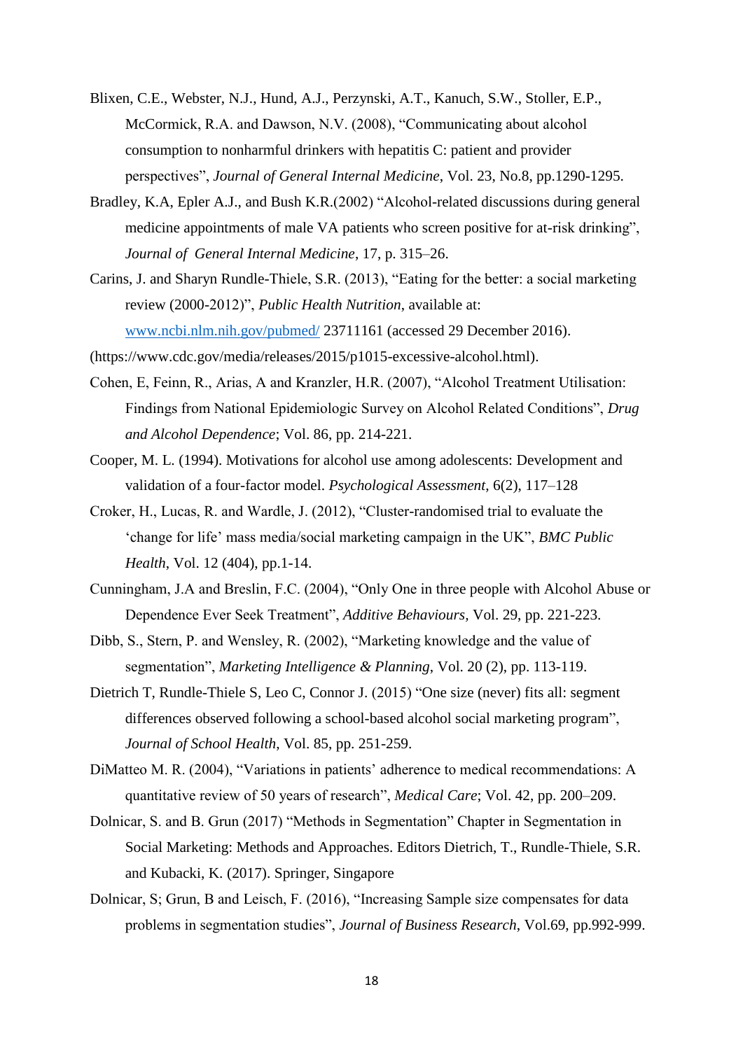Blixen, C.E., Webster, N.J., Hund, A.J., Perzynski, A.T., Kanuch, S.W., Stoller, E.P., McCormick, R.A. and Dawson, N.V. (2008), "Communicating about alcohol consumption to nonharmful drinkers with hepatitis C: patient and provider perspectives", *Journal of General Internal Medicine*, Vol. 23, No.8, pp.1290-1295.

Bradley, K.A, Epler A.J., and Bush K.R.(2002) "Alcohol-related discussions during general medicine appointments of male VA patients who screen positive for at-risk drinking", *Journal of General Internal Medicine*, 17, p. 315–26.

Carins, J. and Sharyn Rundle-Thiele, S.R. (2013), "Eating for the better: a social marketing review (2000-2012)", *Public Health Nutrition*, available at: www.ncbi.nlm.nih.gov/pubmed/ 23711161 (accessed 29 December 2016).

(https://www.cdc.gov/media/releases/2015/p1015-excessive-alcohol.html).

Cohen, E, Feinn, R., Arias, A and Kranzler, H.R. (2007), "Alcohol Treatment Utilisation: Findings from National Epidemiologic Survey on Alcohol Related Conditions", *Drug and Alcohol Dependence*; Vol. 86, pp. 214-221.

Cooper, M. L. (1994). Motivations for alcohol use among adolescents: Development and validation of a four-factor model. *Psychological Assessment*, 6(2), 117–128

Croker, H., Lucas, R. and Wardle, J. (2012), "Cluster-randomised trial to evaluate the 'change for life' mass media/social marketing campaign in the UK", *BMC Public Health*, Vol. 12 (404), pp.1-14.

Cunningham, J.A and Breslin, F.C. (2004), "Only One in three people with Alcohol Abuse or Dependence Ever Seek Treatment", *Additive Behaviours*, Vol. 29, pp. 221-223.

Dibb, S., Stern, P. and Wensley, R. (2002), "Marketing knowledge and the value of segmentation", *Marketing Intelligence & Planning*, Vol. 20 (2), pp. 113-119.

Dietrich T, Rundle-Thiele S, Leo C, Connor J. (2015) "One size (never) fits all: segment differences observed following a school-based alcohol social marketing program", *Journal of School Health*, Vol. 85, pp. 251-259.

DiMatteo M. R. (2004), "Variations in patients' adherence to medical recommendations: A quantitative review of 50 years of research", *Medical Care*; Vol. 42, pp. 200–209.

Dolnicar, S. and B. Grun (2017) "Methods in Segmentation" Chapter in Segmentation in Social Marketing: Methods and Approaches. Editors Dietrich, T., Rundle-Thiele, S.R. and Kubacki, K. (2017). Springer, Singapore

Dolnicar, S; Grun, B and Leisch, F. (2016), "Increasing Sample size compensates for data problems in segmentation studies", *Journal of Business Research*, Vol.69, pp.992-999.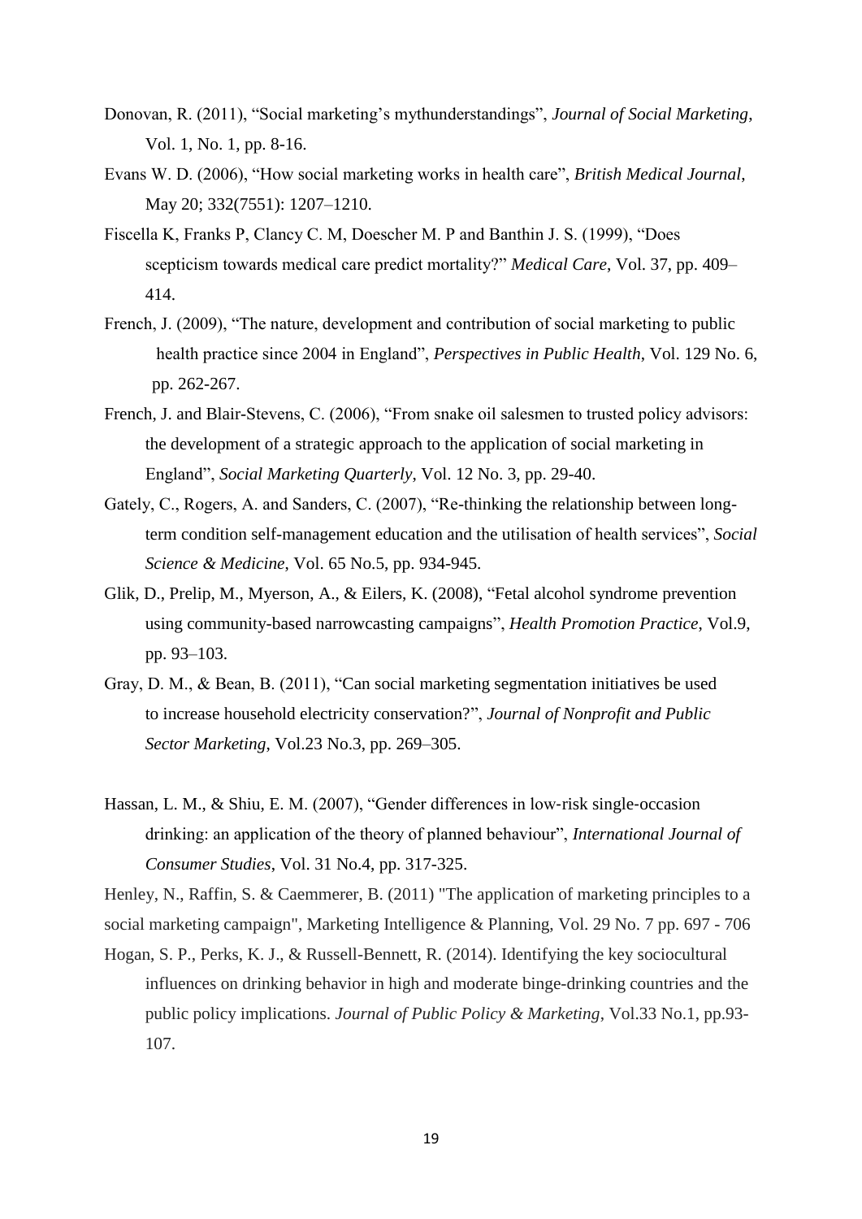Donovan, R. (2011), "Social marketing's mythunderstandings", *Journal of Social Marketing*, Vol. 1, No. 1, pp. 8-16.

Evans W. D. (2006), "How social marketing works in health care", *British Medical Journal*, May 20; 332(7551): 1207–1210.

Fiscella K, Franks P, Clancy C. M, Doescher M. P and Banthin J. S. (1999), "Does scepticism towards medical care predict mortality?" *Medical Care*, Vol. 37, pp. 409–414.

French, J. (2009), "The nature, development and contribution of social marketing to public health practice since 2004 in England", *Perspectives in Public Health*, Vol. 129 No. 6, pp. 262-267.

French, J. and Blair-Stevens, C. (2006), "From snake oil salesmen to trusted policy advisors: the development of a strategic approach to the application of social marketing in England", *Social Marketing Quarterly*, Vol. 12 No. 3, pp. 29-40.

Gately, C., Rogers, A. and Sanders, C. (2007), "Re-thinking the relationship between long-term condition self-management education and the utilisation of health services", *Social Science & Medicine*, Vol. 65 No.5, pp. 934-945.

Glik, D., Prelip, M., Myerson, A., & Eilers, K. (2008), "Fetal alcohol syndrome prevention using community-based narrowcasting campaigns", *Health Promotion Practice*, Vol.9, pp. 93–103.

Gray, D. M., & Bean, B. (2011), "Can social marketing segmentation initiatives be used to increase household electricity conservation?", *Journal of Nonprofit and Public Sector Marketing*, Vol.23 No.3, pp. 269–305.

Hassan, L. M., & Shiu, E. M. (2007), "Gender differences in low-risk single-occasion drinking: an application of the theory of planned behaviour", *International Journal of Consumer Studies*, Vol. 31 No.4, pp. 317-325.

Henley, N., Raffin, S. & Caemmerer, B. (2011) "The application of marketing principles to a social marketing campaign", Marketing Intelligence & Planning, Vol. 29 No. 7 pp. 697 - 706

Hogan, S. P., Perks, K. J., & Russell-Bennett, R. (2014). Identifying the key sociocultural influences on drinking behavior in high and moderate binge-drinking countries and the public policy implications. *Journal of Public Policy & Marketing*, Vol.33 No.1, pp.93-107.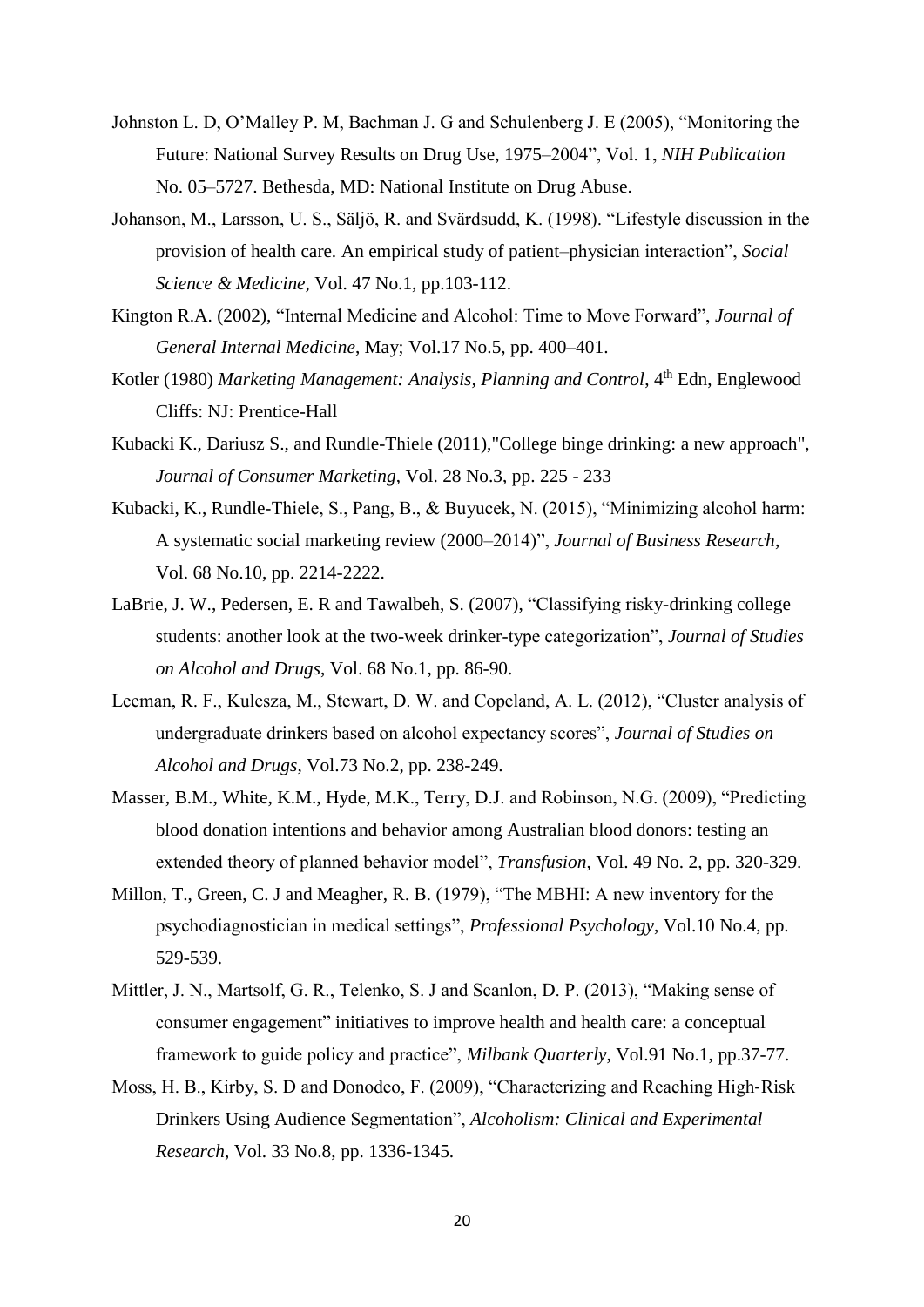Johnston L. D, O'Malley P. M, Bachman J. G and Schulenberg J. E (2005), "Monitoring the Future: National Survey Results on Drug Use, 1975–2004", Vol. 1, *NIH Publication* No. 05–5727. Bethesda, MD: National Institute on Drug Abuse.

Johanson, M., Larsson, U. S., Säljö, R. and Svärdsudd, K. (1998). "Lifestyle discussion in the provision of health care. An empirical study of patient–physician interaction", *Social Science & Medicine*, Vol. 47 No.1, pp.103-112.

Kington R.A. (2002), "Internal Medicine and Alcohol: Time to Move Forward", *Journal of General Internal Medicine*, May; Vol.17 No.5, pp. 400–401.

Kotler (1980) *Marketing Management: Analysis, Planning and Control*, 4th Edn, Englewood Cliffs: NJ: Prentice-Hall

Kubacki K., Dariusz S., and Rundle-Thiele (2011),"College binge drinking: a new approach", *Journal of Consumer Marketing*, Vol. 28 No.3, pp. 225 - 233

Kubacki, K., Rundle-Thiele, S., Pang, B., & Buyucek, N. (2015), "Minimizing alcohol harm: A systematic social marketing review (2000–2014)", *Journal of Business Research*, Vol. 68 No.10, pp. 2214-2222.

LaBrie, J. W., Pedersen, E. R and Tawalbeh, S. (2007), "Classifying risky-drinking college students: another look at the two-week drinker-type categorization", *Journal of Studies on Alcohol and Drugs*, Vol. 68 No.1, pp. 86-90.

Leeman, R. F., Kulesza, M., Stewart, D. W. and Copeland, A. L. (2012), "Cluster analysis of undergraduate drinkers based on alcohol expectancy scores", *Journal of Studies on Alcohol and Drugs*, Vol.73 No.2, pp. 238-249.

Masser, B.M., White, K.M., Hyde, M.K., Terry, D.J. and Robinson, N.G. (2009), "Predicting blood donation intentions and behavior among Australian blood donors: testing an extended theory of planned behavior model", *Transfusion*, Vol. 49 No. 2, pp. 320-329.

Millon, T., Green, C. J and Meagher, R. B. (1979), "The MBHI: A new inventory for the psychodiagnostician in medical settings", *Professional Psychology*, Vol.10 No.4, pp. 529-539.

Mittler, J. N., Martsolf, G. R., Telenko, S. J and Scanlon, D. P. (2013), "Making sense of consumer engagement" initiatives to improve health and health care: a conceptual framework to guide policy and practice", *Milbank Quarterly*, Vol.91 No.1, pp.37-77.

Moss, H. B., Kirby, S. D and Donodeo, F. (2009), "Characterizing and Reaching High-Risk Drinkers Using Audience Segmentation", *Alcoholism: Clinical and Experimental Research*, Vol. 33 No.8, pp. 1336-1345.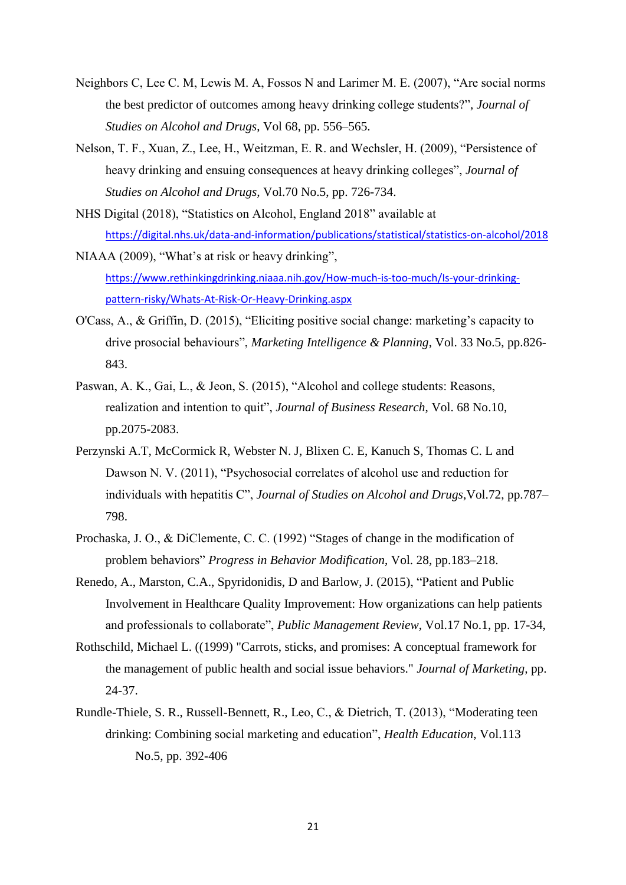Neighbors C, Lee C. M, Lewis M. A, Fossos N and Larimer M. E. (2007), “Are social norms the best predictor of outcomes among heavy drinking college students?”, *Journal of Studies on Alcohol and Drugs*, Vol 68, pp. 556–565.

Nelson, T. F., Xuan, Z., Lee, H., Weitzman, E. R. and Wechsler, H. (2009), “Persistence of heavy drinking and ensuing consequences at heavy drinking colleges”, *Journal of Studies on Alcohol and Drugs,* Vol.70 No.5, pp. 726-734.

NHS Digital (2018), “Statistics on Alcohol, England 2018” available at https://digital.nhs.uk/data-and-information/publications/statistical/statistics-on-alcohol/2018

NIAAA (2009), “What’s at risk or heavy drinking”, https://www.rethinkingdrinking.niaaa.nih.gov/How-much-is-too-much/Is-your-drinking-pattern-risky/Whats-At-Risk-Or-Heavy-Drinking.aspx

O'Cass, A., & Griffin, D. (2015), “Eliciting positive social change: marketing’s capacity to drive prosocial behaviours”, *Marketing Intelligence & Planning*, Vol. 33 No.5, pp.826-843.

Paswan, A. K., Gai, L., & Jeon, S. (2015), “Alcohol and college students: Reasons, realization and intention to quit”, *Journal of Business Research*, Vol. 68 No.10, pp.2075-2083.

Perzynski A.T, McCormick R, Webster N. J, Blixen C. E, Kanuch S, Thomas C. L and Dawson N. V. (2011), “Psychosocial correlates of alcohol use and reduction for individuals with hepatitis C”, *Journal of Studies on Alcohol and Drugs*,Vol.72, pp.787–798.

Prochaska, J. O., & DiClemente, C. C. (1992) “Stages of change in the modification of problem behaviors” *Progress in Behavior Modification*, Vol. 28, pp.183–218.

Renedo, A., Marston, C.A., Spyridonidis, D and Barlow, J. (2015), “Patient and Public Involvement in Healthcare Quality Improvement: How organizations can help patients and professionals to collaborate”, *Public Management Review*, Vol.17 No.1, pp. 17-34,

Rothschild, Michael L. ((1999) "Carrots, sticks, and promises: A conceptual framework for the management of public health and social issue behaviors." *Journal of Marketing,* pp. 24-37.

Rundle-Thiele, S. R., Russell-Bennett, R., Leo, C., & Dietrich, T. (2013), “Moderating teen drinking: Combining social marketing and education”, *Health Education*, Vol.113 No.5, pp. 392-406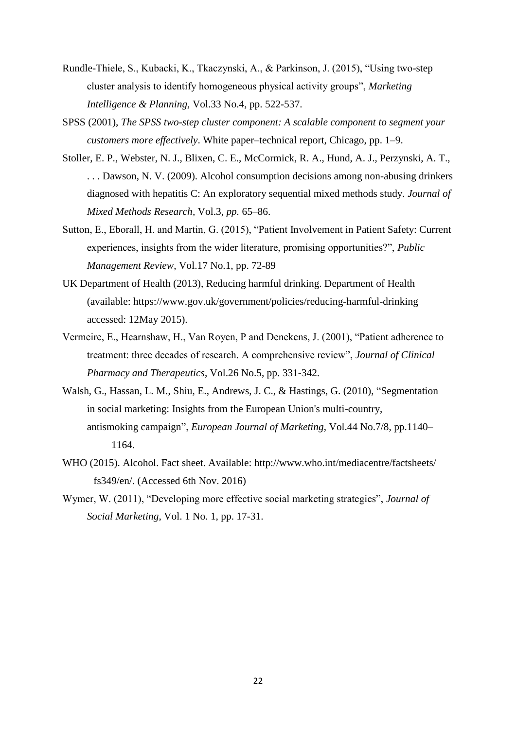Rundle-Thiele, S., Kubacki, K., Tkaczynski, A., & Parkinson, J. (2015), "Using two-step cluster analysis to identify homogeneous physical activity groups", *Marketing Intelligence & Planning,* Vol.33 No.4, pp. 522-537.

SPSS (2001), *The SPSS two-step cluster component: A scalable component to segment your customers more effectively*. White paper–technical report, Chicago, pp. 1–9.

Stoller, E. P., Webster, N. J., Blixen, C. E., McCormick, R. A., Hund, A. J., Perzynski, A. T., . . . Dawson, N. V. (2009). Alcohol consumption decisions among non-abusing drinkers diagnosed with hepatitis C: An exploratory sequential mixed methods study. *Journal of Mixed Methods Research,* Vol.3, *pp.* 65–86.

Sutton, E., Eborall, H. and Martin, G. (2015), "Patient Involvement in Patient Safety: Current experiences, insights from the wider literature, promising opportunities?", *Public Management Review*, Vol.17 No.1, pp. 72-89

UK Department of Health (2013), Reducing harmful drinking. Department of Health (available: https://www.gov.uk/government/policies/reducing-harmful-drinking accessed: 12May 2015).

Vermeire, E., Hearnshaw, H., Van Royen, P and Denekens, J. (2001), "Patient adherence to treatment: three decades of research. A comprehensive review", *Journal of Clinical Pharmacy and Therapeutics*, Vol.26 No.5, pp. 331-342.

Walsh, G., Hassan, L. M., Shiu, E., Andrews, J. C., & Hastings, G. (2010), "Segmentation in social marketing: Insights from the European Union's multi-country, antismoking campaign", *European Journal of Marketing*, Vol.44 No.7/8, pp.1140–1164.

WHO (2015). Alcohol. Fact sheet. Available: http://www.who.int/mediacentre/factsheets/fs349/en/. (Accessed 6th Nov. 2016)

Wymer, W. (2011), "Developing more effective social marketing strategies", *Journal of Social Marketing*, Vol. 1 No. 1, pp. 17-31.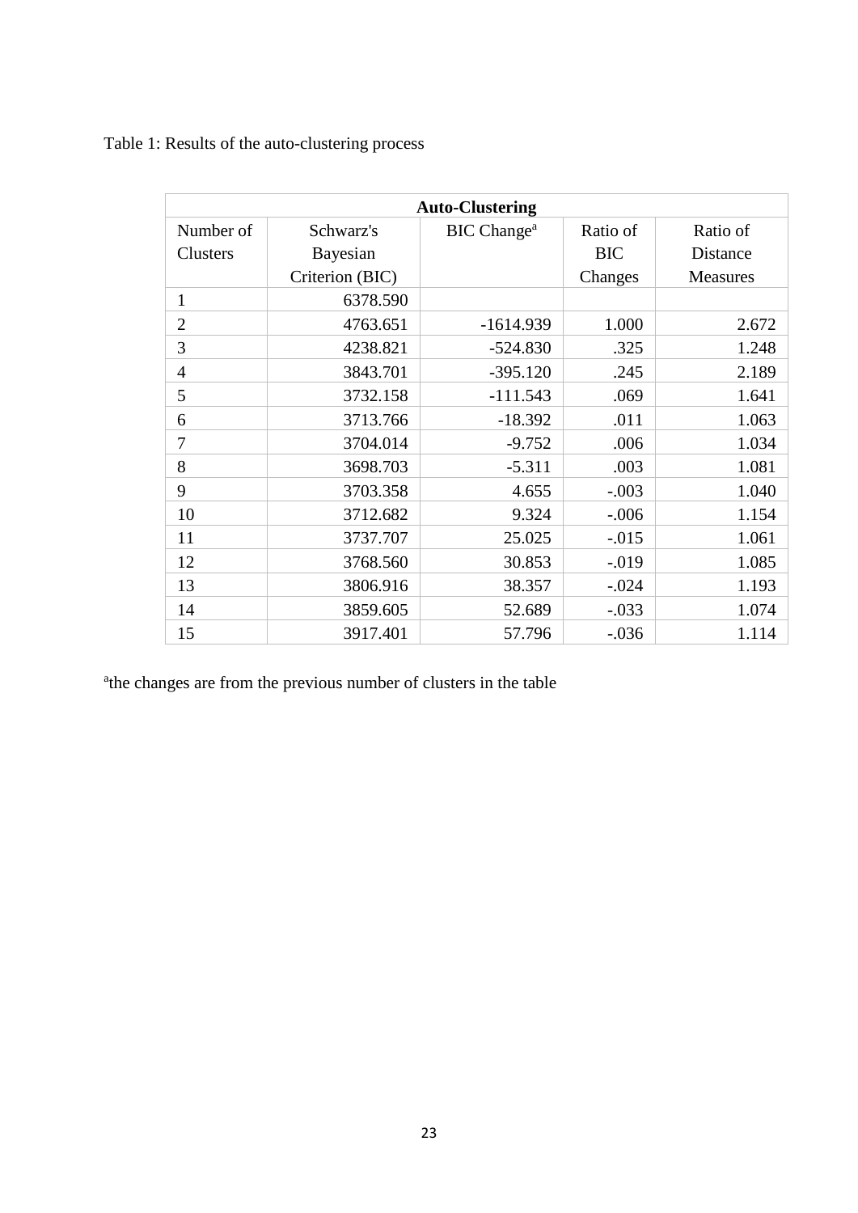Table 1: Results of the auto-clustering process

| Auto-Clustering | | | | |
|---|---|---|---|---|
| Number of Clusters | Schwarz's Bayesian Criterion (BIC) | BIC Change[a] | Ratio of BIC Changes | Ratio of Distance Measures |
| 1 | 6378.590 | | | |
| 2 | 4763.651 | -1614.939 | 1.000 | 2.672 |
| 3 | 4238.821 | -524.830 | .325 | 1.248 |
| 4 | 3843.701 | -395.120 | .245 | 2.189 |
| 5 | 3732.158 | -111.543 | .069 | 1.641 |
| 6 | 3713.766 | -18.392 | .011 | 1.063 |
| 7 | 3704.014 | -9.752 | .006 | 1.034 |
| 8 | 3698.703 | -5.311 | .003 | 1.081 |
| 9 | 3703.358 | 4.655 | -.003 | 1.040 |
| 10 | 3712.682 | 9.324 | -.006 | 1.154 |
| 11 | 3737.707 | 25.025 | -.015 | 1.061 |
| 12 | 3768.560 | 30.853 | -.019 | 1.085 |
| 13 | 3806.916 | 38.357 | -.024 | 1.193 |
| 14 | 3859.605 | 52.689 | -.033 | 1.074 |
| 15 | 3917.401 | 57.796 | -.036 | 1.114 |

[a]the changes are from the previous number of clusters in the table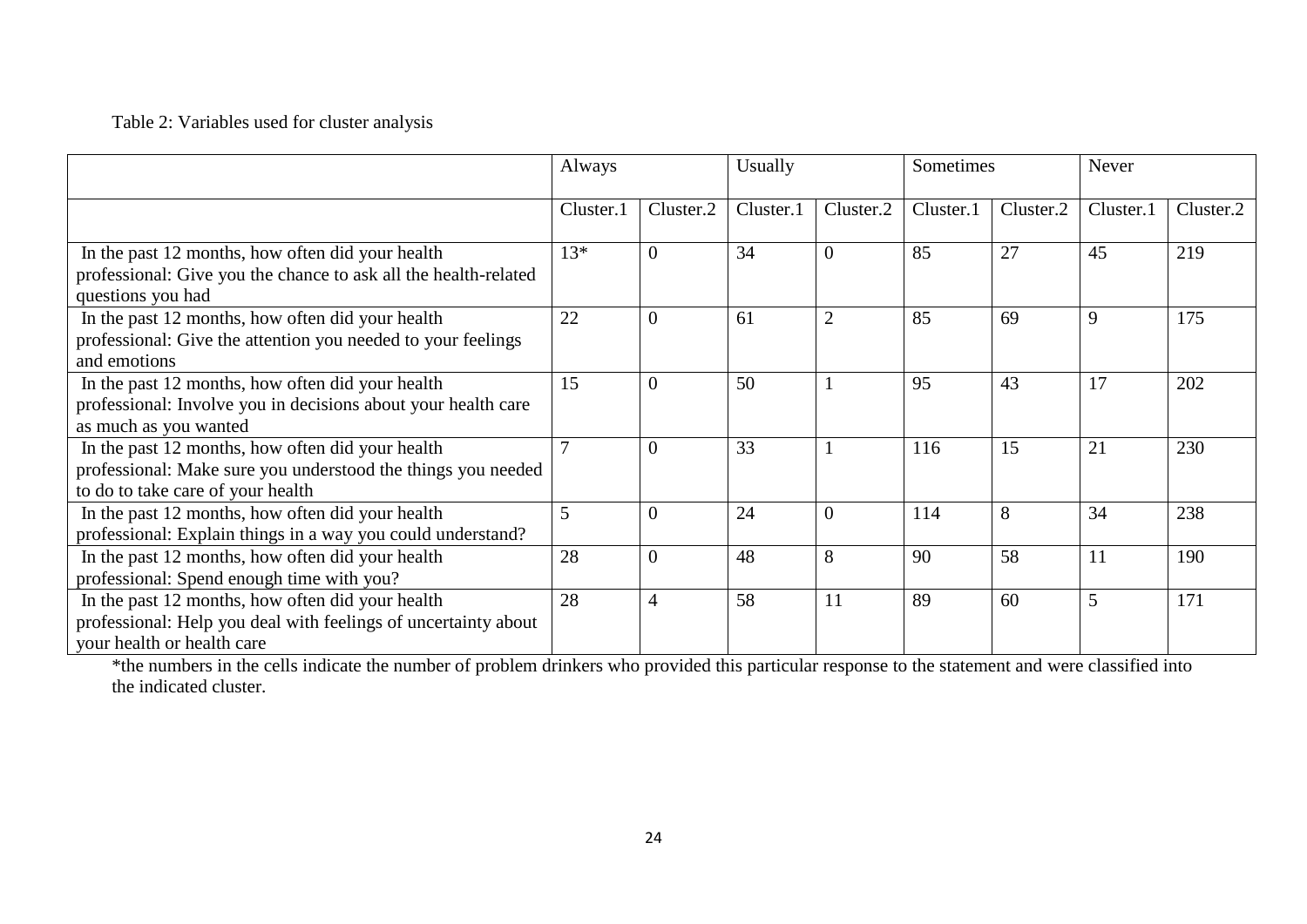Table 2: Variables used for cluster analysis

| | Always | | Usually | | Sometimes | | Never | |
|---|---|---|---|---|---|---|---|---|
| | Cluster.1 | Cluster.2 | Cluster.1 | Cluster.2 | Cluster.1 | Cluster.2 | Cluster.1 | Cluster.2 |
| In the past 12 months, how often did your health professional: Give you the chance to ask all the health-related questions you had | 13* | 0 | 34 | 0 | 85 | 27 | 45 | 219 |
| In the past 12 months, how often did your health professional: Give the attention you needed to your feelings and emotions | 22 | 0 | 61 | 2 | 85 | 69 | 9 | 175 |
| In the past 12 months, how often did your health professional: Involve you in decisions about your health care as much as you wanted | 15 | 0 | 50 | 1 | 95 | 43 | 17 | 202 |
| In the past 12 months, how often did your health professional: Make sure you understood the things you needed to do to take care of your health | 7 | 0 | 33 | 1 | 116 | 15 | 21 | 230 |
| In the past 12 months, how often did your health professional: Explain things in a way you could understand? | 5 | 0 | 24 | 0 | 114 | 8 | 34 | 238 |
| In the past 12 months, how often did your health professional: Spend enough time with you? | 28 | 0 | 48 | 8 | 90 | 58 | 11 | 190 |
| In the past 12 months, how often did your health professional: Help you deal with feelings of uncertainty about your health or health care | 28 | 4 | 58 | 11 | 89 | 60 | 5 | 171 |

*the numbers in the cells indicate the number of problem drinkers who provided this particular response to the statement and were classified into the indicated cluster.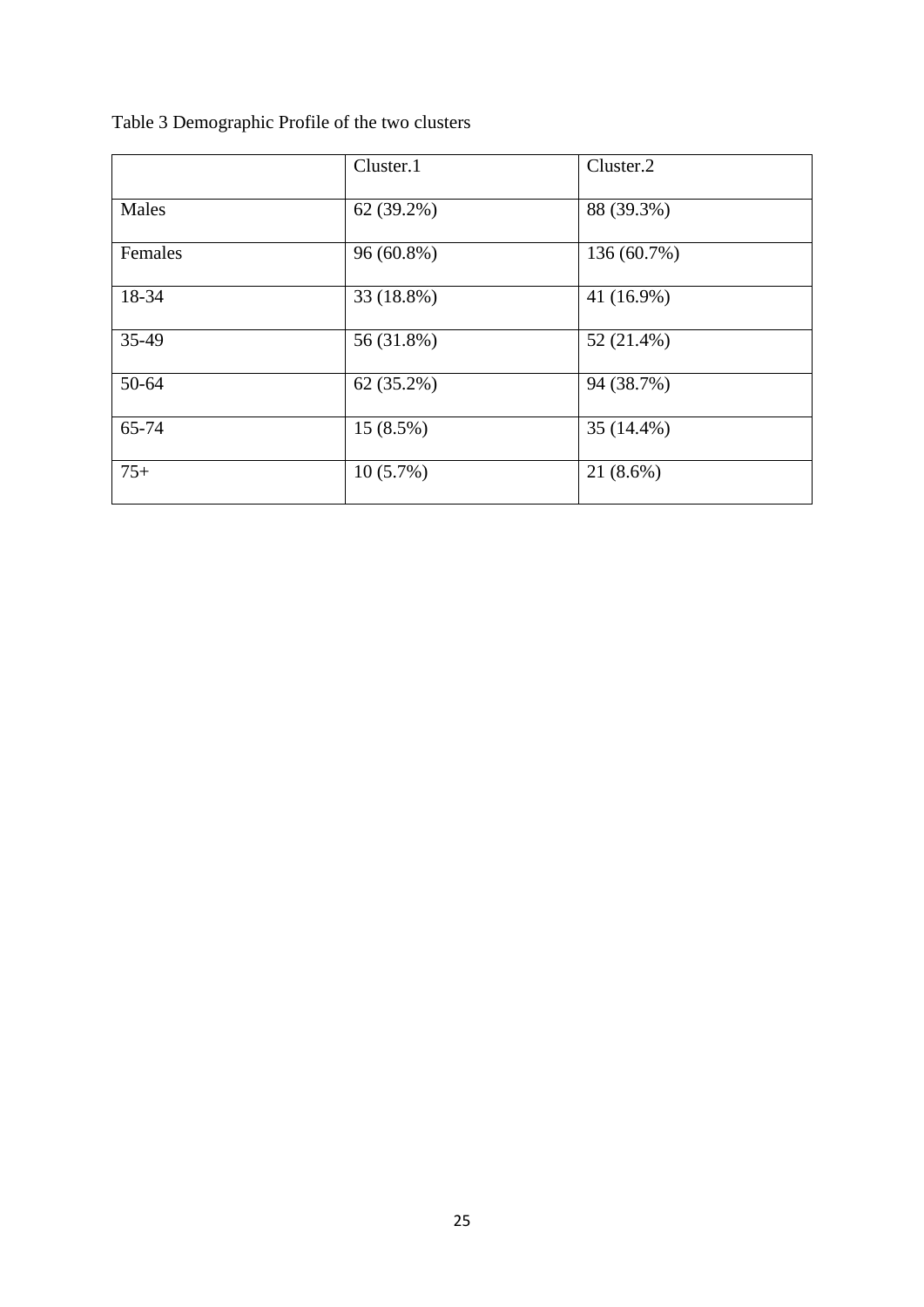Table 3 Demographic Profile of the two clusters

| | Cluster.1 | Cluster.2 |
|---|---|---|
| Males | 62 (39.2%) | 88 (39.3%) |
| Females | 96 (60.8%) | 136 (60.7%) |
| 18-34 | 33 (18.8%) | 41 (16.9%) |
| 35-49 | 56 (31.8%) | 52 (21.4%) |
| 50-64 | 62 (35.2%) | 94 (38.7%) |
| 65-74 | 15 (8.5%) | 35 (14.4%) |
| 75+ | 10 (5.7%) | 21 (8.6%) |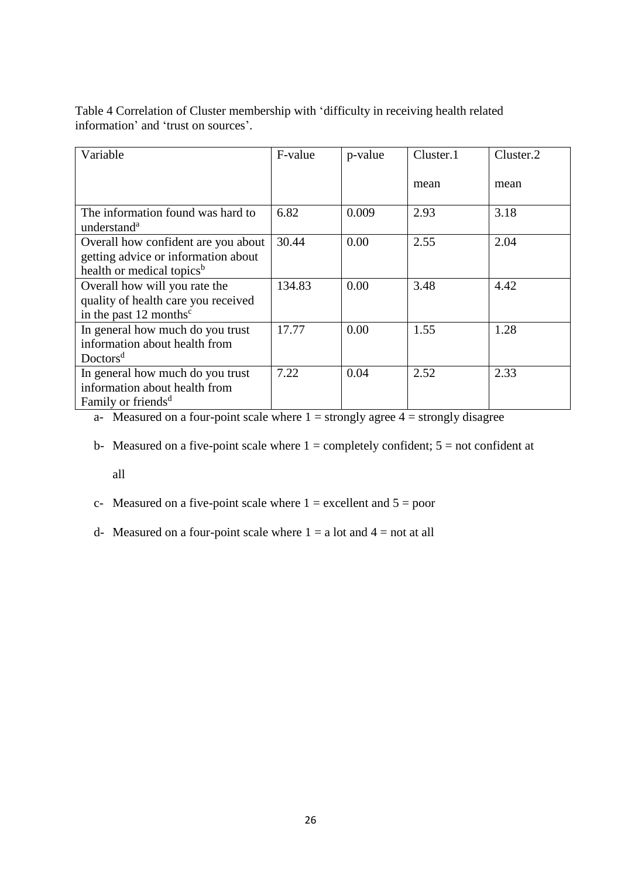Table 4 Correlation of Cluster membership with 'difficulty in receiving health related information' and 'trust on sources'.

| Variable | F-value | p-value | Cluster.1 mean | Cluster.2 mean |
|---|---|---|---|---|
| The information found was hard to understand[a] | 6.82 | 0.009 | 2.93 | 3.18 |
| Overall how confident are you about getting advice or information about health or medical topics[b] | 30.44 | 0.00 | 2.55 | 2.04 |
| Overall how will you rate the quality of health care you received in the past 12 months[c] | 134.83 | 0.00 | 3.48 | 4.42 |
| In general how much do you trust information about health from Doctors[d] | 17.77 | 0.00 | 1.55 | 1.28 |
| In general how much do you trust information about health from Family or friends[d] | 7.22 | 0.04 | 2.52 | 2.33 |

a- Measured on a four-point scale where 1 = strongly agree 4 = strongly disagree

b- Measured on a five-point scale where 1 = completely confident; 5 = not confident at all

c- Measured on a five-point scale where 1 = excellent and 5 = poor

d- Measured on a four-point scale where 1 = a lot and 4 = not at all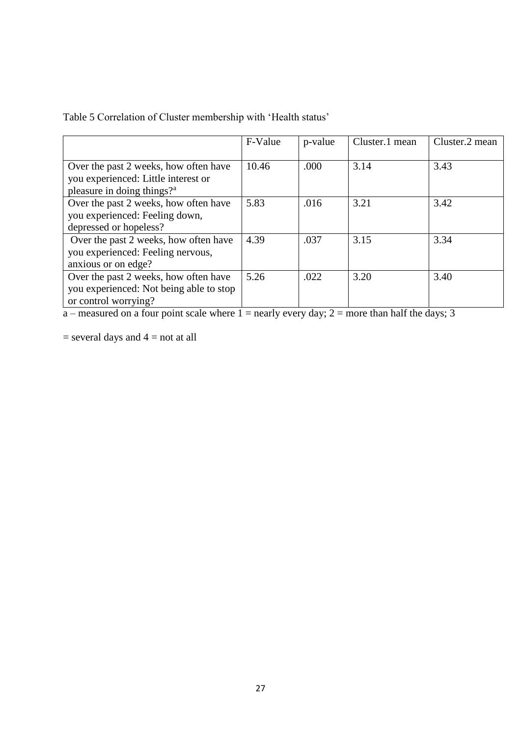Table 5 Correlation of Cluster membership with 'Health status'

| | F-Value | p-value | Cluster.1 mean | Cluster.2 mean |
|---|---|---|---|---|
| Over the past 2 weeks, how often have you experienced: Little interest or pleasure in doing things?[a] | 10.46 | .000 | 3.14 | 3.43 |
| Over the past 2 weeks, how often have you experienced: Feeling down, depressed or hopeless? | 5.83 | .016 | 3.21 | 3.42 |
| Over the past 2 weeks, how often have you experienced: Feeling nervous, anxious or on edge? | 4.39 | .037 | 3.15 | 3.34 |
| Over the past 2 weeks, how often have you experienced: Not being able to stop or control worrying? | 5.26 | .022 | 3.20 | 3.40 |

a – measured on a four point scale where 1 = nearly every day; 2 = more than half the days; 3 = several days and 4 = not at all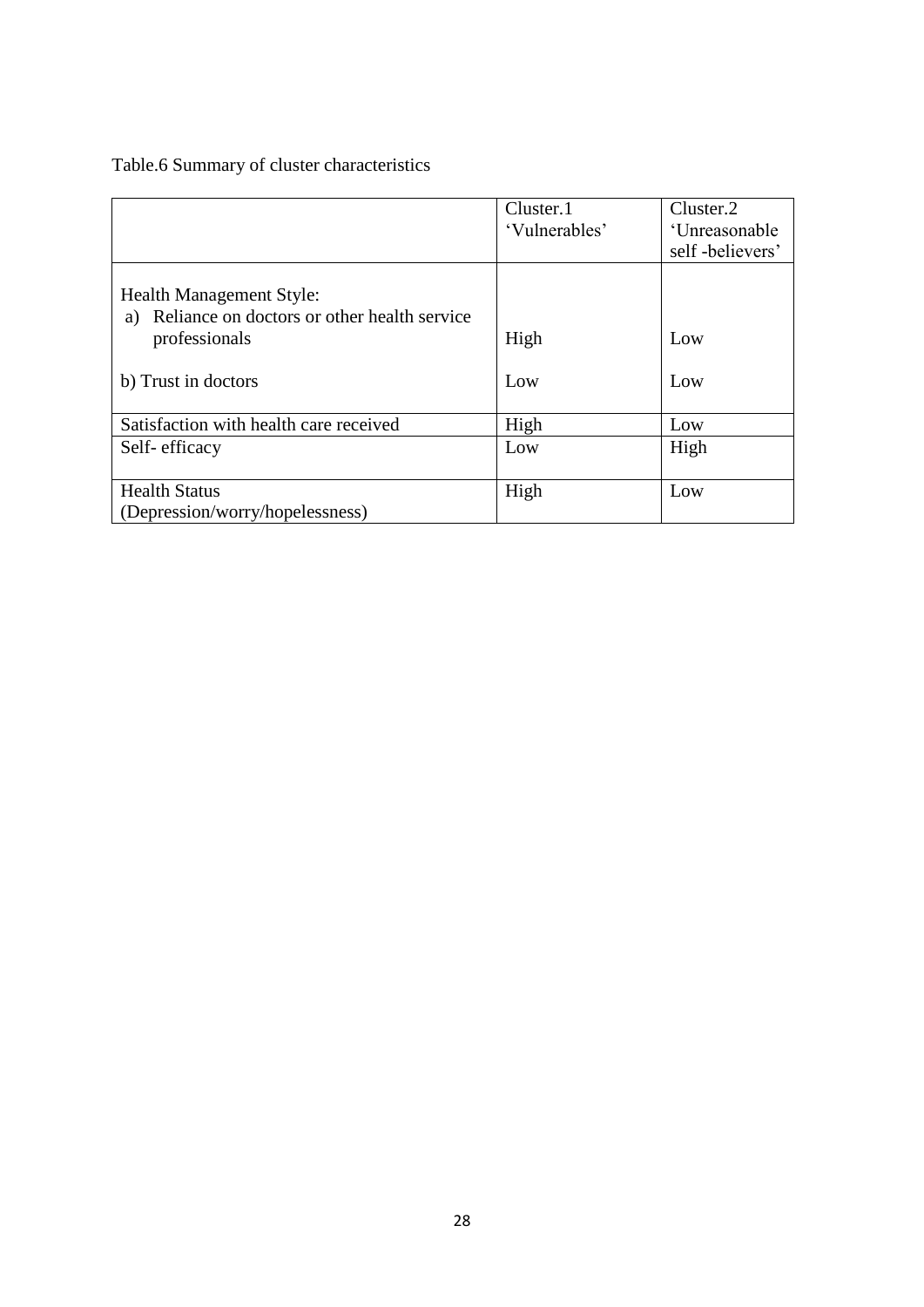Table.6 Summary of cluster characteristics

| | Cluster.1 'Vulnerables' | Cluster.2 'Unreasonable self -believers' |
|---|---|---|
| Health Management Style: | | |
| a) Reliance on doctors or other health service professionals | High | Low |
| b) Trust in doctors | Low | Low |
| Satisfaction with health care received | High | Low |
| Self- efficacy | Low | High |
| Health Status (Depression/worry/hopelessness) | High | Low |